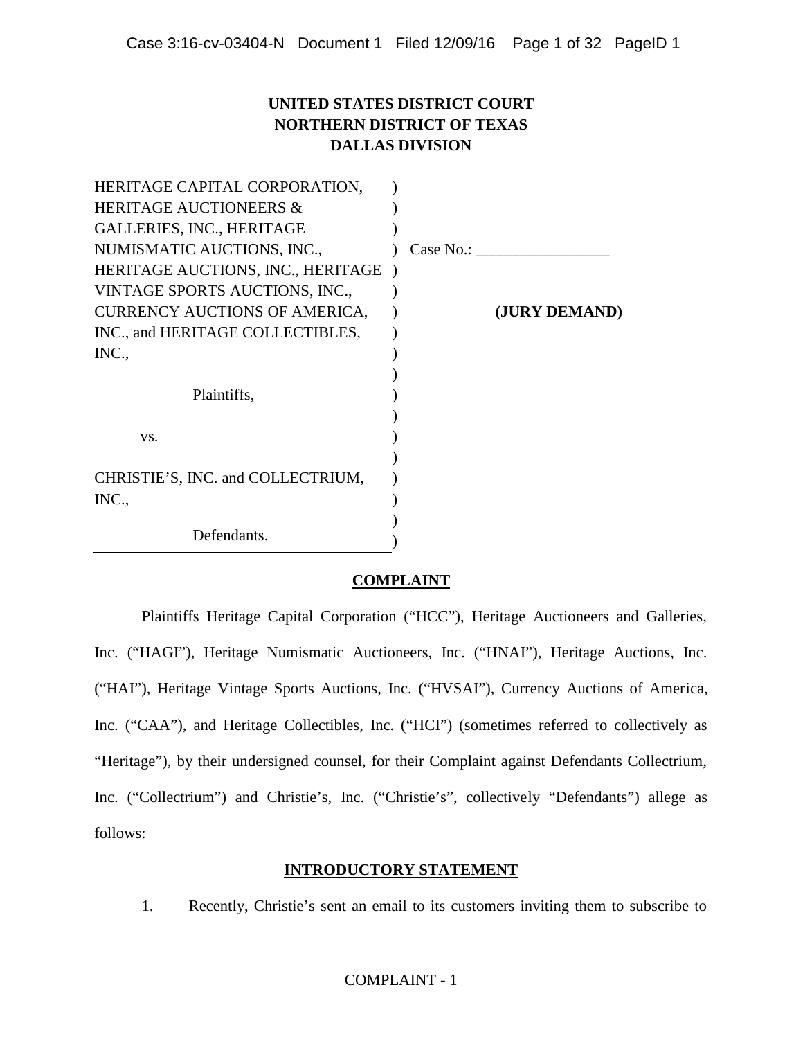**UNITED STATES DISTRICT COURT**
**NORTHERN DISTRICT OF TEXAS**
**DALLAS DIVISION**

HERITAGE CAPITAL CORPORATION, HERITAGE AUCTIONEERS & GALLERIES, INC., HERITAGE NUMISMATIC AUCTIONS, INC., HERITAGE AUCTIONS, INC., HERITAGE VINTAGE SPORTS AUCTIONS, INC., CURRENCY AUCTIONS OF AMERICA, INC., and HERITAGE COLLECTIBLES, INC.,

Plaintiffs,

vs.

CHRISTIE'S, INC. and COLLECTRIUM, INC.,

Defendants.

Case No.: ________________

**(JURY DEMAND)**

## COMPLAINT

Plaintiffs Heritage Capital Corporation ("HCC"), Heritage Auctioneers and Galleries, Inc. ("HAGI"), Heritage Numismatic Auctioneers, Inc. ("HNAI"), Heritage Auctions, Inc. ("HAI"), Heritage Vintage Sports Auctions, Inc. ("HVSAI"), Currency Auctions of America, Inc. ("CAA"), and Heritage Collectibles, Inc. ("HCI") (sometimes referred to collectively as "Heritage"), by their undersigned counsel, for their Complaint against Defendants Collectrium, Inc. ("Collectrium") and Christie's, Inc. ("Christie's", collectively "Defendants") allege as follows:

## INTRODUCTORY STATEMENT

1. Recently, Christie's sent an email to its customers inviting them to subscribe to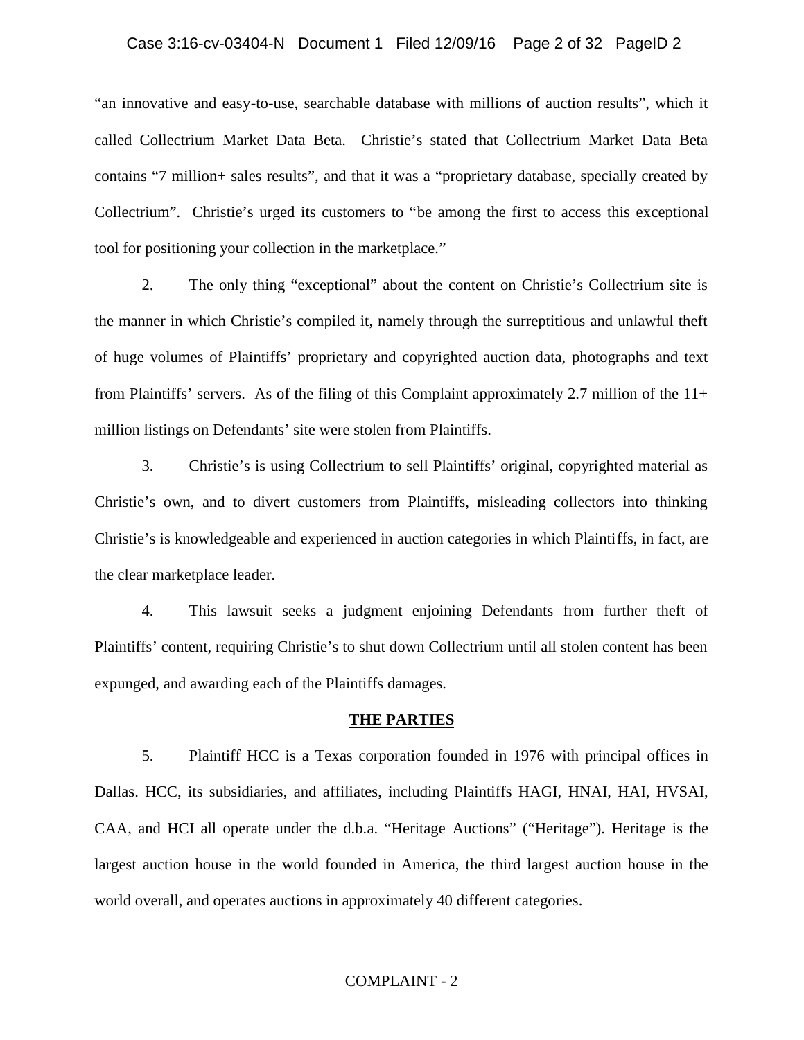"an innovative and easy-to-use, searchable database with millions of auction results", which it called Collectrium Market Data Beta. Christie's stated that Collectrium Market Data Beta contains "7 million+ sales results", and that it was a "proprietary database, specially created by Collectrium". Christie's urged its customers to "be among the first to access this exceptional tool for positioning your collection in the marketplace."

2. The only thing "exceptional" about the content on Christie's Collectrium site is the manner in which Christie's compiled it, namely through the surreptitious and unlawful theft of huge volumes of Plaintiffs' proprietary and copyrighted auction data, photographs and text from Plaintiffs' servers. As of the filing of this Complaint approximately 2.7 million of the 11+ million listings on Defendants' site were stolen from Plaintiffs.

3. Christie's is using Collectrium to sell Plaintiffs' original, copyrighted material as Christie's own, and to divert customers from Plaintiffs, misleading collectors into thinking Christie's is knowledgeable and experienced in auction categories in which Plaintiffs, in fact, are the clear marketplace leader.

4. This lawsuit seeks a judgment enjoining Defendants from further theft of Plaintiffs' content, requiring Christie's to shut down Collectrium until all stolen content has been expunged, and awarding each of the Plaintiffs damages.

## THE PARTIES

5. Plaintiff HCC is a Texas corporation founded in 1976 with principal offices in Dallas. HCC, its subsidiaries, and affiliates, including Plaintiffs HAGI, HNAI, HAI, HVSAI, CAA, and HCI all operate under the d.b.a. "Heritage Auctions" ("Heritage"). Heritage is the largest auction house in the world founded in America, the third largest auction house in the world overall, and operates auctions in approximately 40 different categories.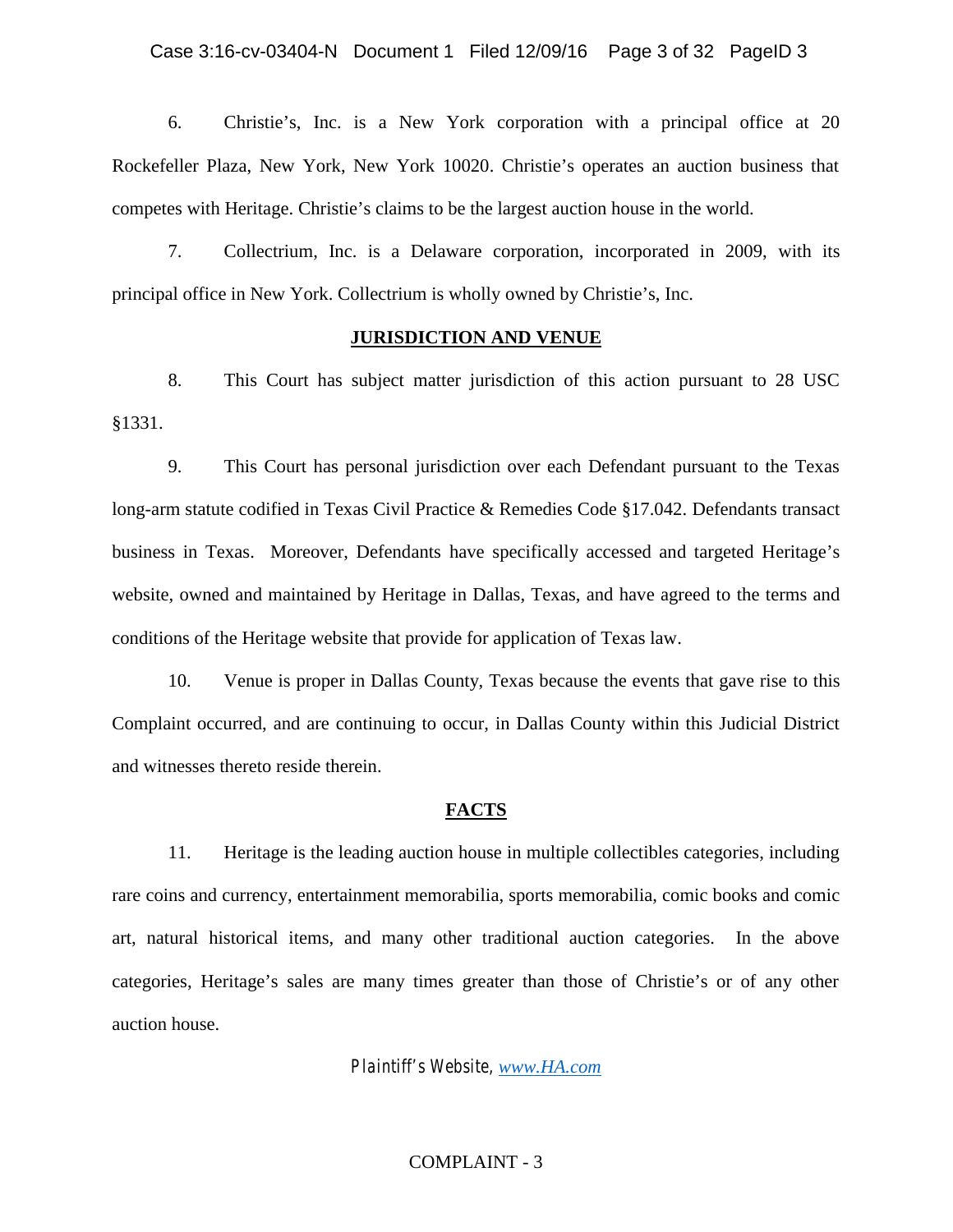6. Christie's, Inc. is a New York corporation with a principal office at 20 Rockefeller Plaza, New York, New York 10020. Christie's operates an auction business that competes with Heritage. Christie's claims to be the largest auction house in the world.

7. Collectrium, Inc. is a Delaware corporation, incorporated in 2009, with its principal office in New York. Collectrium is wholly owned by Christie's, Inc.

## JURISDICTION AND VENUE

8. This Court has subject matter jurisdiction of this action pursuant to 28 USC §1331.

9. This Court has personal jurisdiction over each Defendant pursuant to the Texas long-arm statute codified in Texas Civil Practice & Remedies Code §17.042. Defendants transact business in Texas. Moreover, Defendants have specifically accessed and targeted Heritage's website, owned and maintained by Heritage in Dallas, Texas, and have agreed to the terms and conditions of the Heritage website that provide for application of Texas law.

10. Venue is proper in Dallas County, Texas because the events that gave rise to this Complaint occurred, and are continuing to occur, in Dallas County within this Judicial District and witnesses thereto reside therein.

## FACTS

11. Heritage is the leading auction house in multiple collectibles categories, including rare coins and currency, entertainment memorabilia, sports memorabilia, comic books and comic art, natural historical items, and many other traditional auction categories. In the above categories, Heritage's sales are many times greater than those of Christie's or of any other auction house.

*Plaintiff's Website, www.HA.com*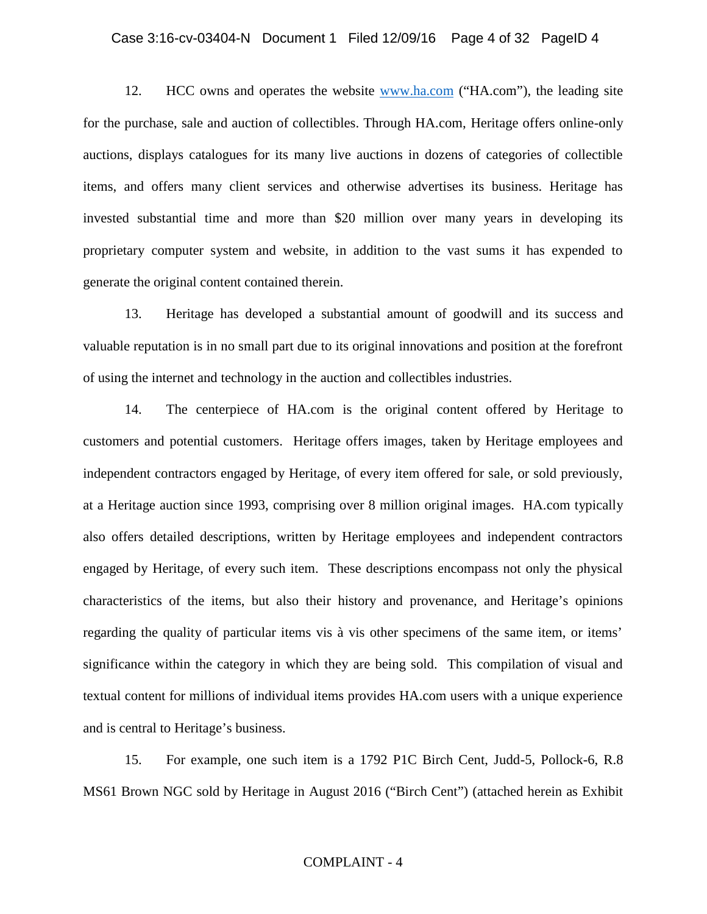12. HCC owns and operates the website www.ha.com ("HA.com"), the leading site for the purchase, sale and auction of collectibles. Through HA.com, Heritage offers online-only auctions, displays catalogues for its many live auctions in dozens of categories of collectible items, and offers many client services and otherwise advertises its business. Heritage has invested substantial time and more than $20 million over many years in developing its proprietary computer system and website, in addition to the vast sums it has expended to generate the original content contained therein.

13. Heritage has developed a substantial amount of goodwill and its success and valuable reputation is in no small part due to its original innovations and position at the forefront of using the internet and technology in the auction and collectibles industries.

14. The centerpiece of HA.com is the original content offered by Heritage to customers and potential customers. Heritage offers images, taken by Heritage employees and independent contractors engaged by Heritage, of every item offered for sale, or sold previously, at a Heritage auction since 1993, comprising over 8 million original images. HA.com typically also offers detailed descriptions, written by Heritage employees and independent contractors engaged by Heritage, of every such item. These descriptions encompass not only the physical characteristics of the items, but also their history and provenance, and Heritage's opinions regarding the quality of particular items vis à vis other specimens of the same item, or items' significance within the category in which they are being sold. This compilation of visual and textual content for millions of individual items provides HA.com users with a unique experience and is central to Heritage's business.

15. For example, one such item is a 1792 P1C Birch Cent, Judd-5, Pollock-6, R.8 MS61 Brown NGC sold by Heritage in August 2016 ("Birch Cent") (attached herein as Exhibit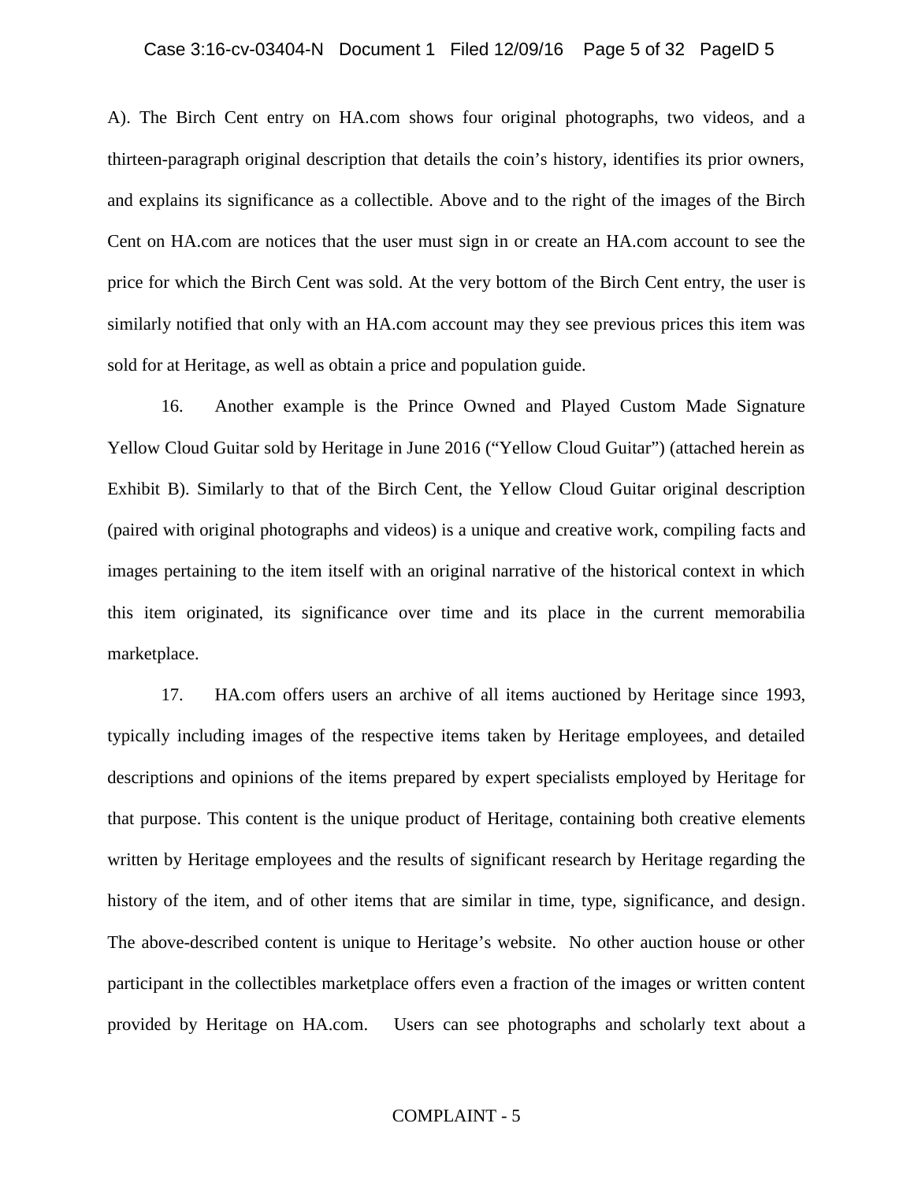A). The Birch Cent entry on HA.com shows four original photographs, two videos, and a thirteen-paragraph original description that details the coin's history, identifies its prior owners, and explains its significance as a collectible. Above and to the right of the images of the Birch Cent on HA.com are notices that the user must sign in or create an HA.com account to see the price for which the Birch Cent was sold. At the very bottom of the Birch Cent entry, the user is similarly notified that only with an HA.com account may they see previous prices this item was sold for at Heritage, as well as obtain a price and population guide.

16. Another example is the Prince Owned and Played Custom Made Signature Yellow Cloud Guitar sold by Heritage in June 2016 ("Yellow Cloud Guitar") (attached herein as Exhibit B). Similarly to that of the Birch Cent, the Yellow Cloud Guitar original description (paired with original photographs and videos) is a unique and creative work, compiling facts and images pertaining to the item itself with an original narrative of the historical context in which this item originated, its significance over time and its place in the current memorabilia marketplace.

17. HA.com offers users an archive of all items auctioned by Heritage since 1993, typically including images of the respective items taken by Heritage employees, and detailed descriptions and opinions of the items prepared by expert specialists employed by Heritage for that purpose. This content is the unique product of Heritage, containing both creative elements written by Heritage employees and the results of significant research by Heritage regarding the history of the item, and of other items that are similar in time, type, significance, and design. The above-described content is unique to Heritage's website. No other auction house or other participant in the collectibles marketplace offers even a fraction of the images or written content provided by Heritage on HA.com. Users can see photographs and scholarly text about a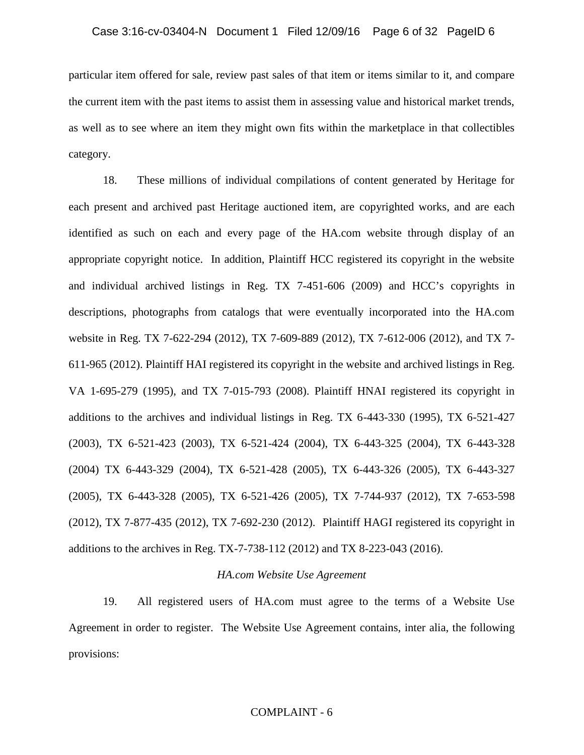particular item offered for sale, review past sales of that item or items similar to it, and compare the current item with the past items to assist them in assessing value and historical market trends, as well as to see where an item they might own fits within the marketplace in that collectibles category.

18. These millions of individual compilations of content generated by Heritage for each present and archived past Heritage auctioned item, are copyrighted works, and are each identified as such on each and every page of the HA.com website through display of an appropriate copyright notice. In addition, Plaintiff HCC registered its copyright in the website and individual archived listings in Reg. TX 7-451-606 (2009) and HCC's copyrights in descriptions, photographs from catalogs that were eventually incorporated into the HA.com website in Reg. TX 7-622-294 (2012), TX 7-609-889 (2012), TX 7-612-006 (2012), and TX 7-611-965 (2012). Plaintiff HAI registered its copyright in the website and archived listings in Reg. VA 1-695-279 (1995), and TX 7-015-793 (2008). Plaintiff HNAI registered its copyright in additions to the archives and individual listings in Reg. TX 6-443-330 (1995), TX 6-521-427 (2003), TX 6-521-423 (2003), TX 6-521-424 (2004), TX 6-443-325 (2004), TX 6-443-328 (2004) TX 6-443-329 (2004), TX 6-521-428 (2005), TX 6-443-326 (2005), TX 6-443-327 (2005), TX 6-443-328 (2005), TX 6-521-426 (2005), TX 7-744-937 (2012), TX 7-653-598 (2012), TX 7-877-435 (2012), TX 7-692-230 (2012). Plaintiff HAGI registered its copyright in additions to the archives in Reg. TX-7-738-112 (2012) and TX 8-223-043 (2016).

*HA.com Website Use Agreement*

19. All registered users of HA.com must agree to the terms of a Website Use Agreement in order to register. The Website Use Agreement contains, inter alia, the following provisions: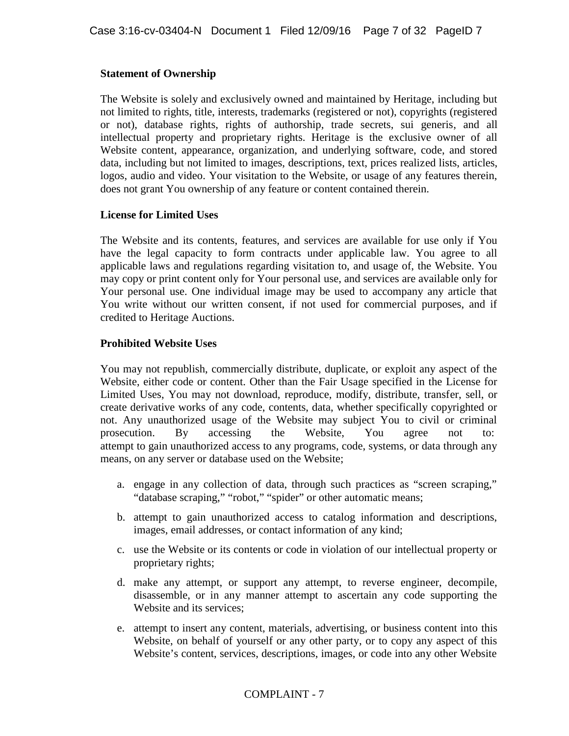**Statement of Ownership**

The Website is solely and exclusively owned and maintained by Heritage, including but not limited to rights, title, interests, trademarks (registered or not), copyrights (registered or not), database rights, rights of authorship, trade secrets, sui generis, and all intellectual property and proprietary rights. Heritage is the exclusive owner of all Website content, appearance, organization, and underlying software, code, and stored data, including but not limited to images, descriptions, text, prices realized lists, articles, logos, audio and video. Your visitation to the Website, or usage of any features therein, does not grant You ownership of any feature or content contained therein.

**License for Limited Uses**

The Website and its contents, features, and services are available for use only if You have the legal capacity to form contracts under applicable law. You agree to all applicable laws and regulations regarding visitation to, and usage of, the Website. You may copy or print content only for Your personal use, and services are available only for Your personal use. One individual image may be used to accompany any article that You write without our written consent, if not used for commercial purposes, and if credited to Heritage Auctions.

**Prohibited Website Uses**

You may not republish, commercially distribute, duplicate, or exploit any aspect of the Website, either code or content. Other than the Fair Usage specified in the License for Limited Uses, You may not download, reproduce, modify, distribute, transfer, sell, or create derivative works of any code, contents, data, whether specifically copyrighted or not. Any unauthorized usage of the Website may subject You to civil or criminal prosecution. By accessing the Website, You agree not to: attempt to gain unauthorized access to any programs, code, systems, or data through any means, on any server or database used on the Website;

a. engage in any collection of data, through such practices as "screen scraping," "database scraping," "robot," "spider" or other automatic means;

b. attempt to gain unauthorized access to catalog information and descriptions, images, email addresses, or contact information of any kind;

c. use the Website or its contents or code in violation of our intellectual property or proprietary rights;

d. make any attempt, or support any attempt, to reverse engineer, decompile, disassemble, or in any manner attempt to ascertain any code supporting the Website and its services;

e. attempt to insert any content, materials, advertising, or business content into this Website, on behalf of yourself or any other party, or to copy any aspect of this Website's content, services, descriptions, images, or code into any other Website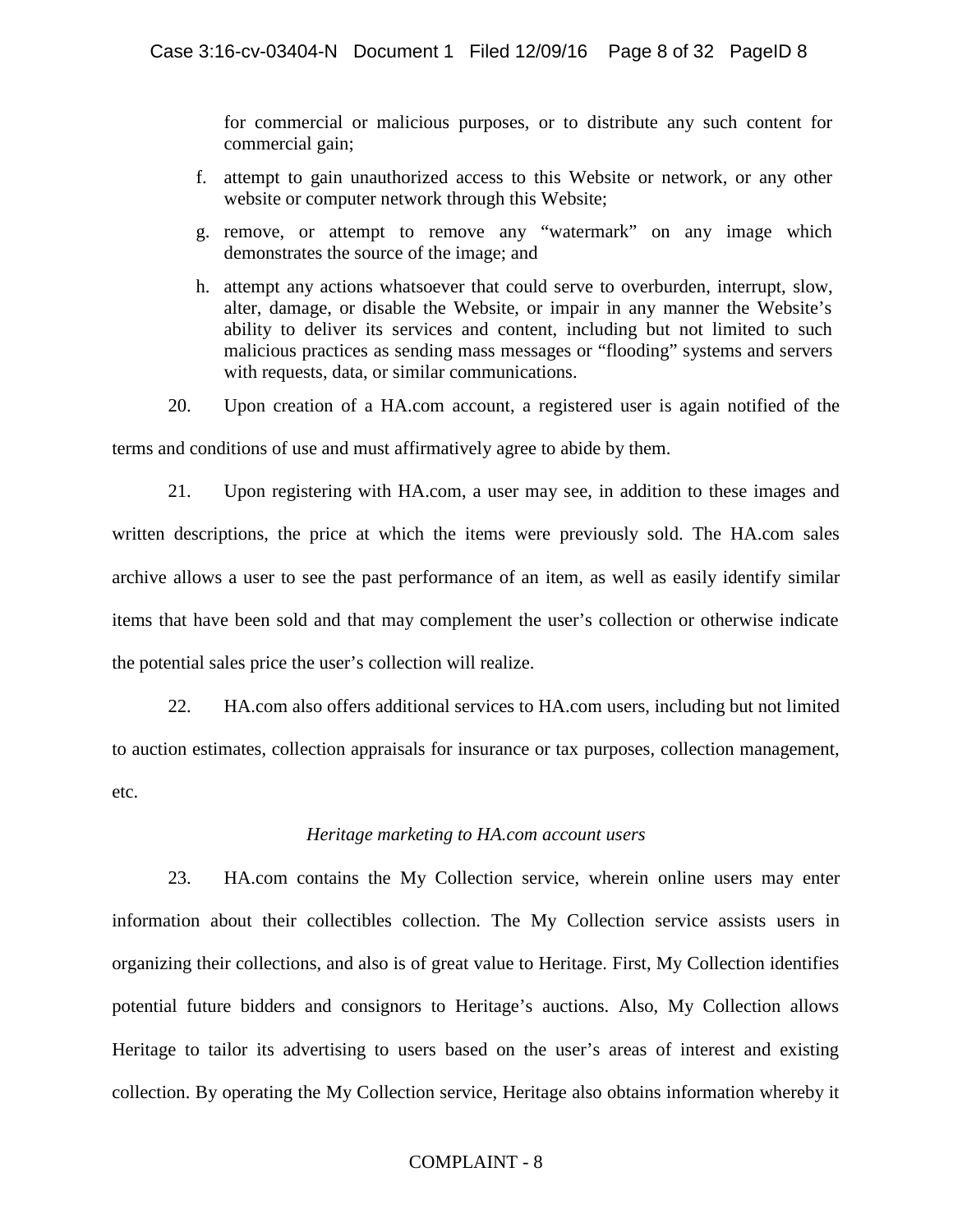for commercial or malicious purposes, or to distribute any such content for commercial gain;

f. attempt to gain unauthorized access to this Website or network, or any other website or computer network through this Website;

g. remove, or attempt to remove any "watermark" on any image which demonstrates the source of the image; and

h. attempt any actions whatsoever that could serve to overburden, interrupt, slow, alter, damage, or disable the Website, or impair in any manner the Website's ability to deliver its services and content, including but not limited to such malicious practices as sending mass messages or "flooding" systems and servers with requests, data, or similar communications.

20. Upon creation of a HA.com account, a registered user is again notified of the terms and conditions of use and must affirmatively agree to abide by them.

21. Upon registering with HA.com, a user may see, in addition to these images and written descriptions, the price at which the items were previously sold. The HA.com sales archive allows a user to see the past performance of an item, as well as easily identify similar items that have been sold and that may complement the user's collection or otherwise indicate the potential sales price the user's collection will realize.

22. HA.com also offers additional services to HA.com users, including but not limited to auction estimates, collection appraisals for insurance or tax purposes, collection management, etc.

*Heritage marketing to HA.com account users*

23. HA.com contains the My Collection service, wherein online users may enter information about their collectibles collection. The My Collection service assists users in organizing their collections, and also is of great value to Heritage. First, My Collection identifies potential future bidders and consignors to Heritage's auctions. Also, My Collection allows Heritage to tailor its advertising to users based on the user's areas of interest and existing collection. By operating the My Collection service, Heritage also obtains information whereby it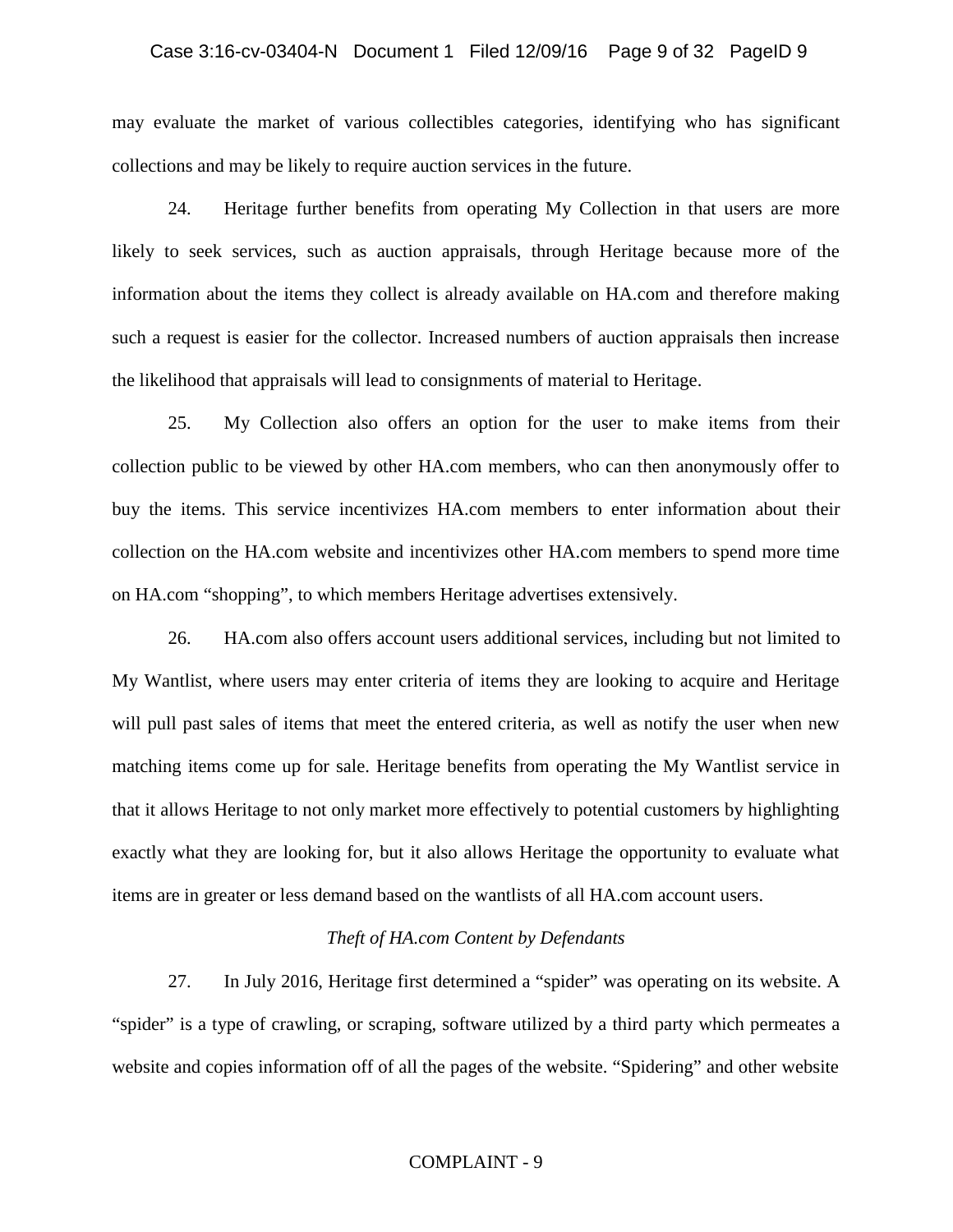may evaluate the market of various collectibles categories, identifying who has significant collections and may be likely to require auction services in the future.

24. Heritage further benefits from operating My Collection in that users are more likely to seek services, such as auction appraisals, through Heritage because more of the information about the items they collect is already available on HA.com and therefore making such a request is easier for the collector. Increased numbers of auction appraisals then increase the likelihood that appraisals will lead to consignments of material to Heritage.

25. My Collection also offers an option for the user to make items from their collection public to be viewed by other HA.com members, who can then anonymously offer to buy the items. This service incentivizes HA.com members to enter information about their collection on the HA.com website and incentivizes other HA.com members to spend more time on HA.com "shopping", to which members Heritage advertises extensively.

26. HA.com also offers account users additional services, including but not limited to My Wantlist, where users may enter criteria of items they are looking to acquire and Heritage will pull past sales of items that meet the entered criteria, as well as notify the user when new matching items come up for sale. Heritage benefits from operating the My Wantlist service in that it allows Heritage to not only market more effectively to potential customers by highlighting exactly what they are looking for, but it also allows Heritage the opportunity to evaluate what items are in greater or less demand based on the wantlists of all HA.com account users.

*Theft of HA.com Content by Defendants*

27. In July 2016, Heritage first determined a "spider" was operating on its website. A "spider" is a type of crawling, or scraping, software utilized by a third party which permeates a website and copies information off of all the pages of the website. "Spidering" and other website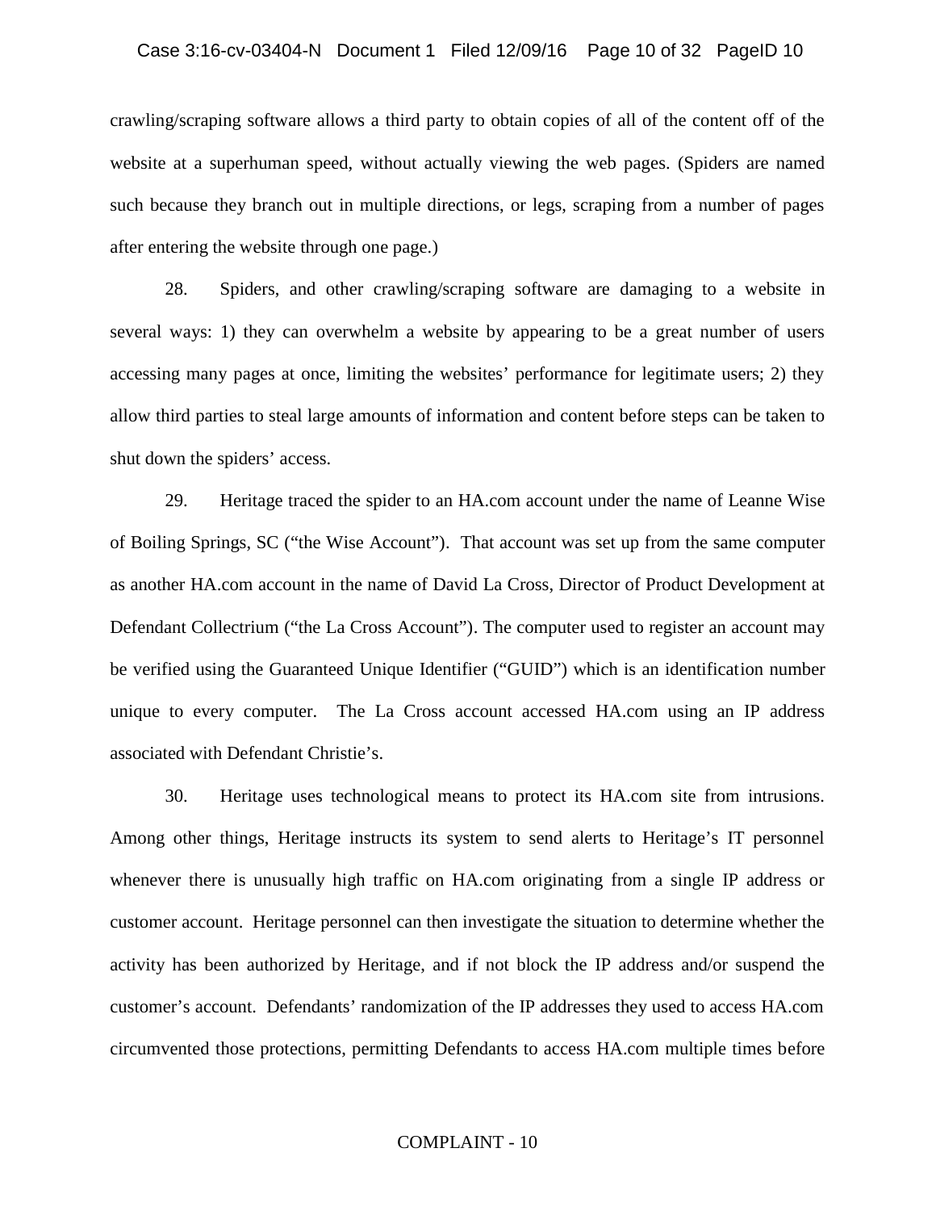crawling/scraping software allows a third party to obtain copies of all of the content off of the website at a superhuman speed, without actually viewing the web pages. (Spiders are named such because they branch out in multiple directions, or legs, scraping from a number of pages after entering the website through one page.)

28. Spiders, and other crawling/scraping software are damaging to a website in several ways: 1) they can overwhelm a website by appearing to be a great number of users accessing many pages at once, limiting the websites' performance for legitimate users; 2) they allow third parties to steal large amounts of information and content before steps can be taken to shut down the spiders' access.

29. Heritage traced the spider to an HA.com account under the name of Leanne Wise of Boiling Springs, SC ("the Wise Account"). That account was set up from the same computer as another HA.com account in the name of David La Cross, Director of Product Development at Defendant Collectrium ("the La Cross Account"). The computer used to register an account may be verified using the Guaranteed Unique Identifier ("GUID") which is an identification number unique to every computer. The La Cross account accessed HA.com using an IP address associated with Defendant Christie's.

30. Heritage uses technological means to protect its HA.com site from intrusions. Among other things, Heritage instructs its system to send alerts to Heritage's IT personnel whenever there is unusually high traffic on HA.com originating from a single IP address or customer account. Heritage personnel can then investigate the situation to determine whether the activity has been authorized by Heritage, and if not block the IP address and/or suspend the customer's account. Defendants' randomization of the IP addresses they used to access HA.com circumvented those protections, permitting Defendants to access HA.com multiple times before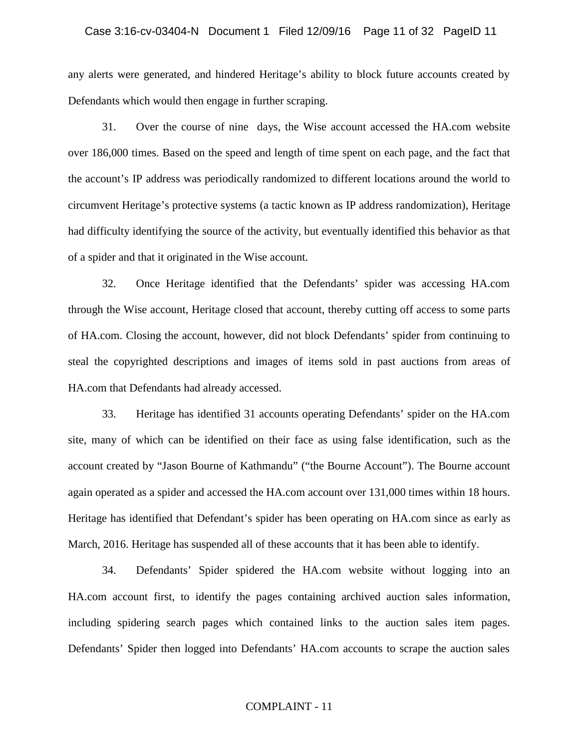any alerts were generated, and hindered Heritage's ability to block future accounts created by Defendants which would then engage in further scraping.

31. Over the course of nine days, the Wise account accessed the HA.com website over 186,000 times. Based on the speed and length of time spent on each page, and the fact that the account's IP address was periodically randomized to different locations around the world to circumvent Heritage's protective systems (a tactic known as IP address randomization), Heritage had difficulty identifying the source of the activity, but eventually identified this behavior as that of a spider and that it originated in the Wise account.

32. Once Heritage identified that the Defendants' spider was accessing HA.com through the Wise account, Heritage closed that account, thereby cutting off access to some parts of HA.com. Closing the account, however, did not block Defendants' spider from continuing to steal the copyrighted descriptions and images of items sold in past auctions from areas of HA.com that Defendants had already accessed.

33. Heritage has identified 31 accounts operating Defendants' spider on the HA.com site, many of which can be identified on their face as using false identification, such as the account created by "Jason Bourne of Kathmandu" ("the Bourne Account"). The Bourne account again operated as a spider and accessed the HA.com account over 131,000 times within 18 hours. Heritage has identified that Defendant's spider has been operating on HA.com since as early as March, 2016. Heritage has suspended all of these accounts that it has been able to identify.

34. Defendants' Spider spidered the HA.com website without logging into an HA.com account first, to identify the pages containing archived auction sales information, including spidering search pages which contained links to the auction sales item pages. Defendants' Spider then logged into Defendants' HA.com accounts to scrape the auction sales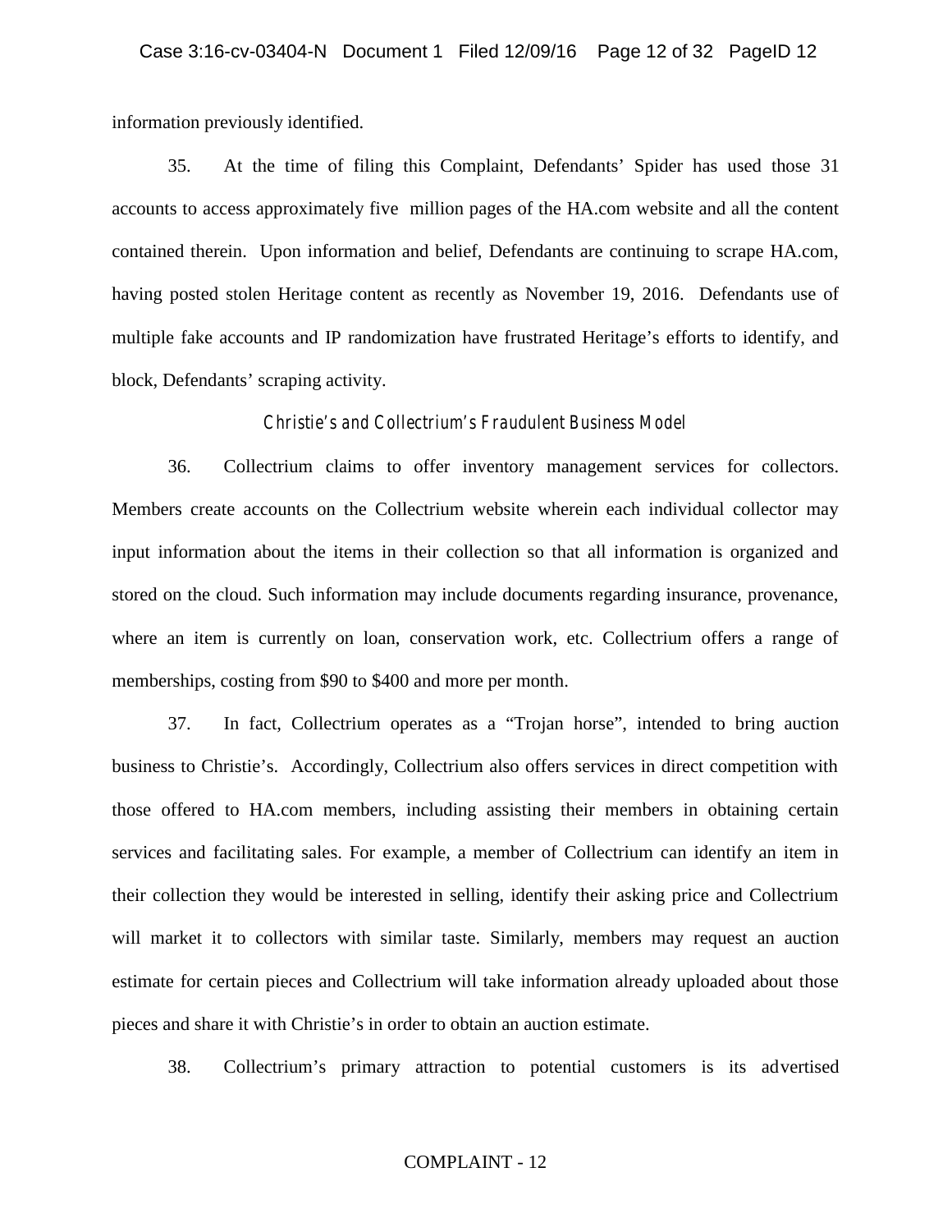information previously identified.

35. At the time of filing this Complaint, Defendants' Spider has used those 31 accounts to access approximately five million pages of the HA.com website and all the content contained therein. Upon information and belief, Defendants are continuing to scrape HA.com, having posted stolen Heritage content as recently as November 19, 2016. Defendants use of multiple fake accounts and IP randomization have frustrated Heritage's efforts to identify, and block, Defendants' scraping activity.

*Christie's and Collectrium's Fraudulent Business Model*

36. Collectrium claims to offer inventory management services for collectors. Members create accounts on the Collectrium website wherein each individual collector may input information about the items in their collection so that all information is organized and stored on the cloud. Such information may include documents regarding insurance, provenance, where an item is currently on loan, conservation work, etc. Collectrium offers a range of memberships, costing from $90 to $400 and more per month.

37. In fact, Collectrium operates as a "Trojan horse", intended to bring auction business to Christie's. Accordingly, Collectrium also offers services in direct competition with those offered to HA.com members, including assisting their members in obtaining certain services and facilitating sales. For example, a member of Collectrium can identify an item in their collection they would be interested in selling, identify their asking price and Collectrium will market it to collectors with similar taste. Similarly, members may request an auction estimate for certain pieces and Collectrium will take information already uploaded about those pieces and share it with Christie's in order to obtain an auction estimate.

38. Collectrium's primary attraction to potential customers is its advertised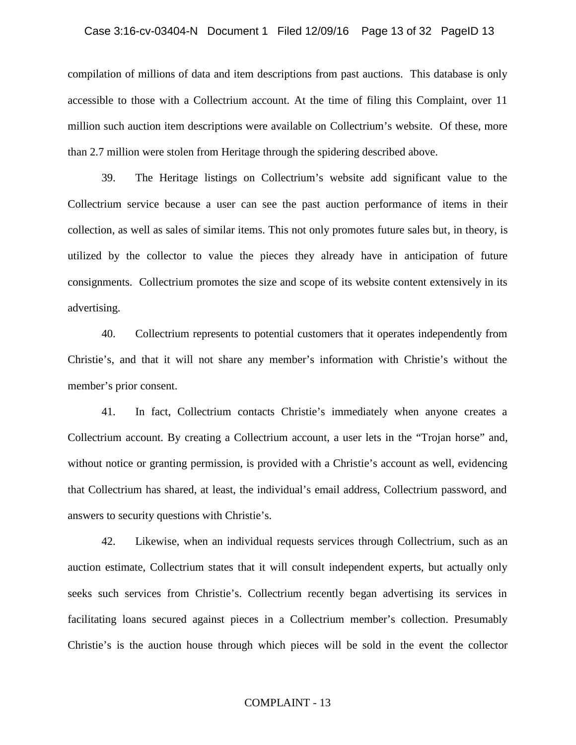compilation of millions of data and item descriptions from past auctions. This database is only accessible to those with a Collectrium account. At the time of filing this Complaint, over 11 million such auction item descriptions were available on Collectrium's website. Of these, more than 2.7 million were stolen from Heritage through the spidering described above.

39. The Heritage listings on Collectrium's website add significant value to the Collectrium service because a user can see the past auction performance of items in their collection, as well as sales of similar items. This not only promotes future sales but, in theory, is utilized by the collector to value the pieces they already have in anticipation of future consignments. Collectrium promotes the size and scope of its website content extensively in its advertising.

40. Collectrium represents to potential customers that it operates independently from Christie's, and that it will not share any member's information with Christie's without the member's prior consent.

41. In fact, Collectrium contacts Christie's immediately when anyone creates a Collectrium account. By creating a Collectrium account, a user lets in the "Trojan horse" and, without notice or granting permission, is provided with a Christie's account as well, evidencing that Collectrium has shared, at least, the individual's email address, Collectrium password, and answers to security questions with Christie's.

42. Likewise, when an individual requests services through Collectrium, such as an auction estimate, Collectrium states that it will consult independent experts, but actually only seeks such services from Christie's. Collectrium recently began advertising its services in facilitating loans secured against pieces in a Collectrium member's collection. Presumably Christie's is the auction house through which pieces will be sold in the event the collector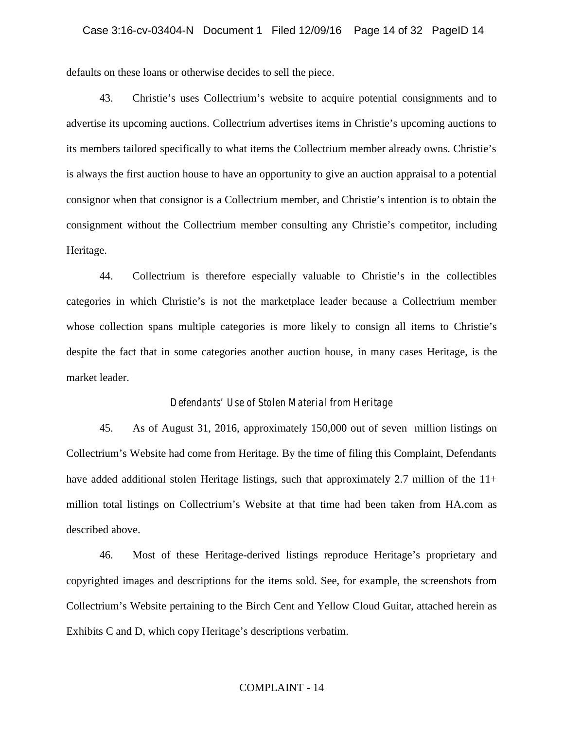defaults on these loans or otherwise decides to sell the piece.

43. Christie's uses Collectrium's website to acquire potential consignments and to advertise its upcoming auctions. Collectrium advertises items in Christie's upcoming auctions to its members tailored specifically to what items the Collectrium member already owns. Christie's is always the first auction house to have an opportunity to give an auction appraisal to a potential consignor when that consignor is a Collectrium member, and Christie's intention is to obtain the consignment without the Collectrium member consulting any Christie's competitor, including Heritage.

44. Collectrium is therefore especially valuable to Christie's in the collectibles categories in which Christie's is not the marketplace leader because a Collectrium member whose collection spans multiple categories is more likely to consign all items to Christie's despite the fact that in some categories another auction house, in many cases Heritage, is the market leader.

### *Defendants' Use of Stolen Material from Heritage*

45. As of August 31, 2016, approximately 150,000 out of seven million listings on Collectrium's Website had come from Heritage. By the time of filing this Complaint, Defendants have added additional stolen Heritage listings, such that approximately 2.7 million of the 11+ million total listings on Collectrium's Website at that time had been taken from HA.com as described above.

46. Most of these Heritage-derived listings reproduce Heritage's proprietary and copyrighted images and descriptions for the items sold. See, for example, the screenshots from Collectrium's Website pertaining to the Birch Cent and Yellow Cloud Guitar, attached herein as Exhibits C and D, which copy Heritage's descriptions verbatim.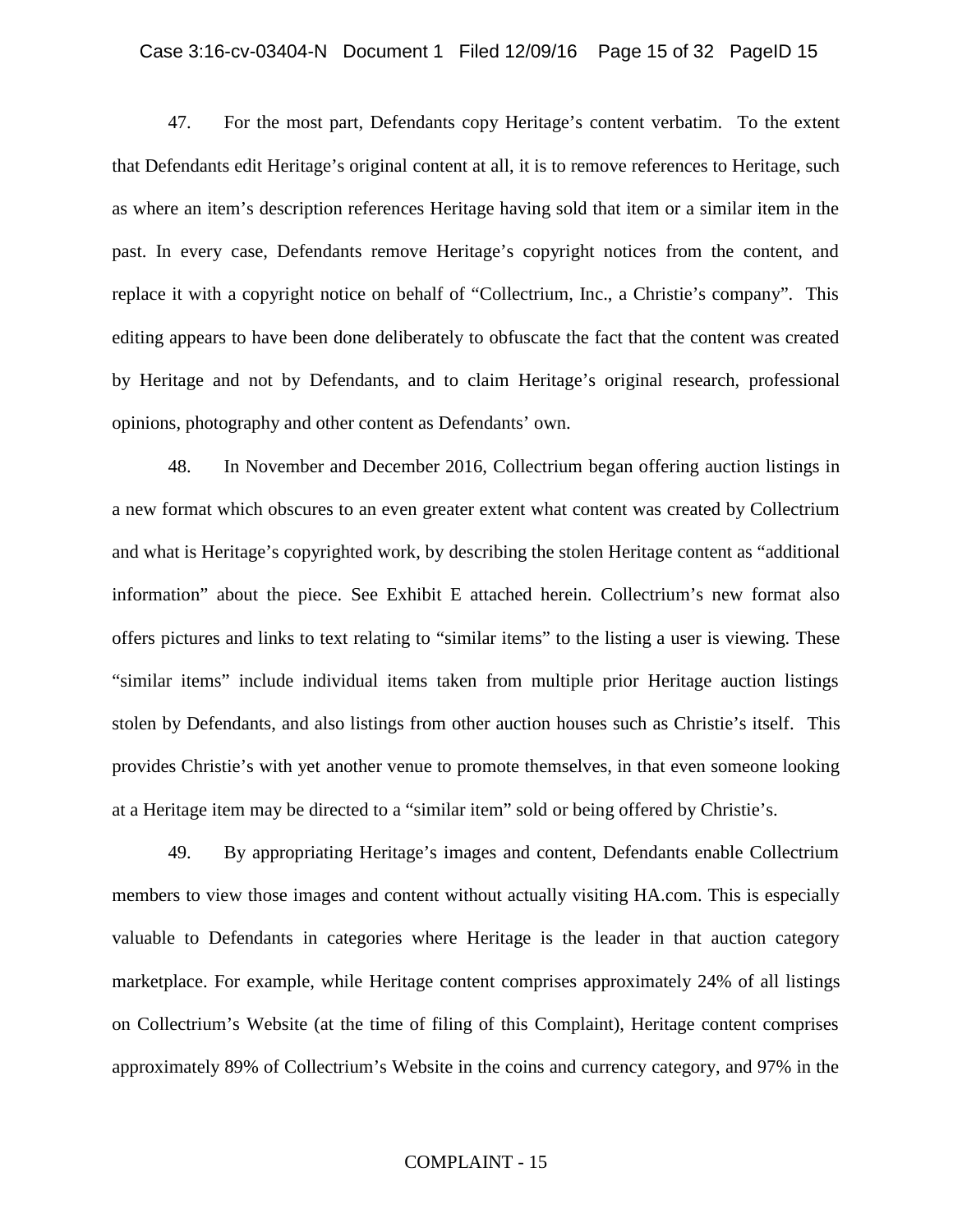47. For the most part, Defendants copy Heritage's content verbatim. To the extent that Defendants edit Heritage's original content at all, it is to remove references to Heritage, such as where an item's description references Heritage having sold that item or a similar item in the past. In every case, Defendants remove Heritage's copyright notices from the content, and replace it with a copyright notice on behalf of "Collectrium, Inc., a Christie's company". This editing appears to have been done deliberately to obfuscate the fact that the content was created by Heritage and not by Defendants, and to claim Heritage's original research, professional opinions, photography and other content as Defendants' own.

48. In November and December 2016, Collectrium began offering auction listings in a new format which obscures to an even greater extent what content was created by Collectrium and what is Heritage's copyrighted work, by describing the stolen Heritage content as "additional information" about the piece. See Exhibit E attached herein. Collectrium's new format also offers pictures and links to text relating to "similar items" to the listing a user is viewing. These "similar items" include individual items taken from multiple prior Heritage auction listings stolen by Defendants, and also listings from other auction houses such as Christie's itself. This provides Christie's with yet another venue to promote themselves, in that even someone looking at a Heritage item may be directed to a "similar item" sold or being offered by Christie's.

49. By appropriating Heritage's images and content, Defendants enable Collectrium members to view those images and content without actually visiting HA.com. This is especially valuable to Defendants in categories where Heritage is the leader in that auction category marketplace. For example, while Heritage content comprises approximately 24% of all listings on Collectrium's Website (at the time of filing of this Complaint), Heritage content comprises approximately 89% of Collectrium's Website in the coins and currency category, and 97% in the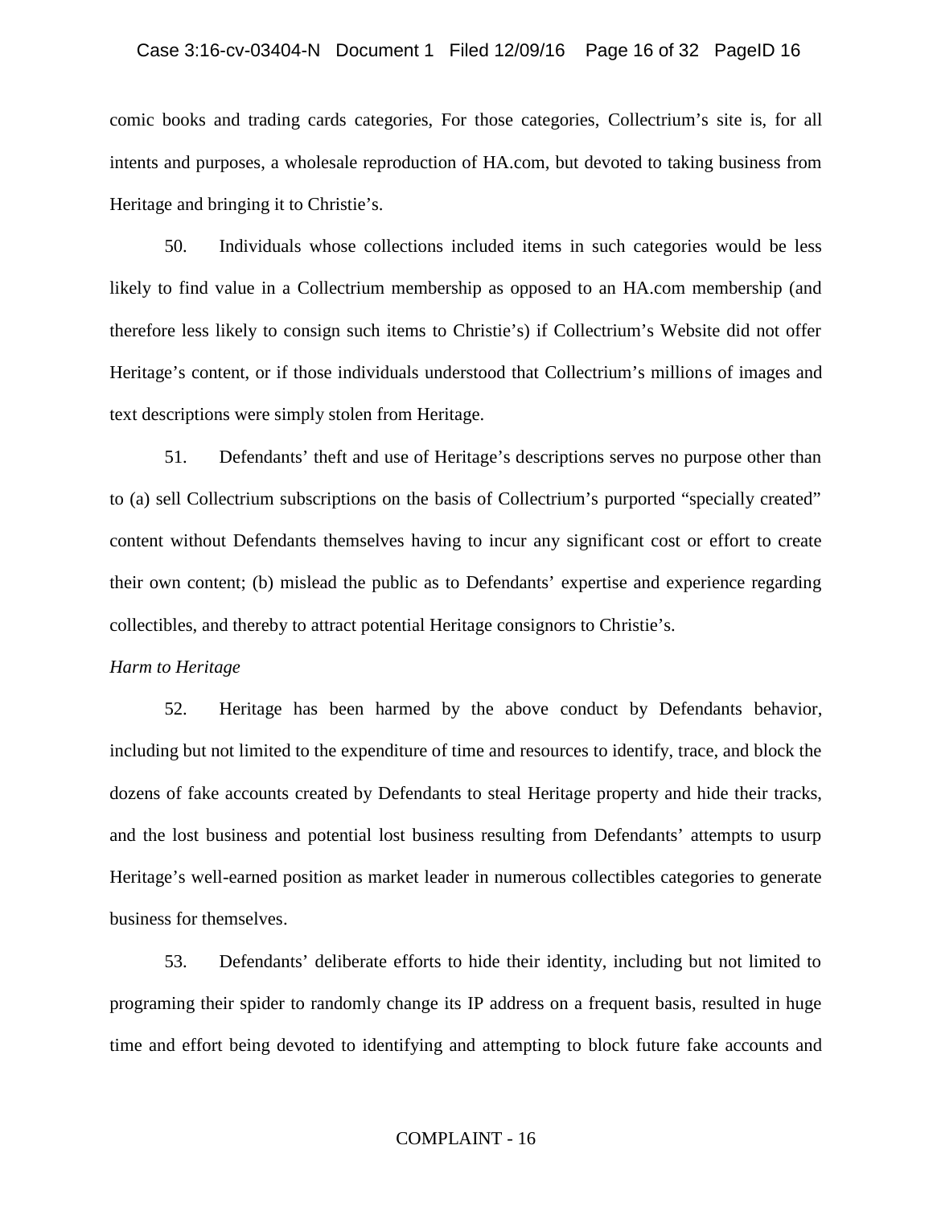comic books and trading cards categories, For those categories, Collectrium's site is, for all intents and purposes, a wholesale reproduction of HA.com, but devoted to taking business from Heritage and bringing it to Christie's.

50. Individuals whose collections included items in such categories would be less likely to find value in a Collectrium membership as opposed to an HA.com membership (and therefore less likely to consign such items to Christie's) if Collectrium's Website did not offer Heritage's content, or if those individuals understood that Collectrium's millions of images and text descriptions were simply stolen from Heritage.

51. Defendants' theft and use of Heritage's descriptions serves no purpose other than to (a) sell Collectrium subscriptions on the basis of Collectrium's purported "specially created" content without Defendants themselves having to incur any significant cost or effort to create their own content; (b) mislead the public as to Defendants' expertise and experience regarding collectibles, and thereby to attract potential Heritage consignors to Christie's.

*Harm to Heritage*

52. Heritage has been harmed by the above conduct by Defendants behavior, including but not limited to the expenditure of time and resources to identify, trace, and block the dozens of fake accounts created by Defendants to steal Heritage property and hide their tracks, and the lost business and potential lost business resulting from Defendants' attempts to usurp Heritage's well-earned position as market leader in numerous collectibles categories to generate business for themselves.

53. Defendants' deliberate efforts to hide their identity, including but not limited to programing their spider to randomly change its IP address on a frequent basis, resulted in huge time and effort being devoted to identifying and attempting to block future fake accounts and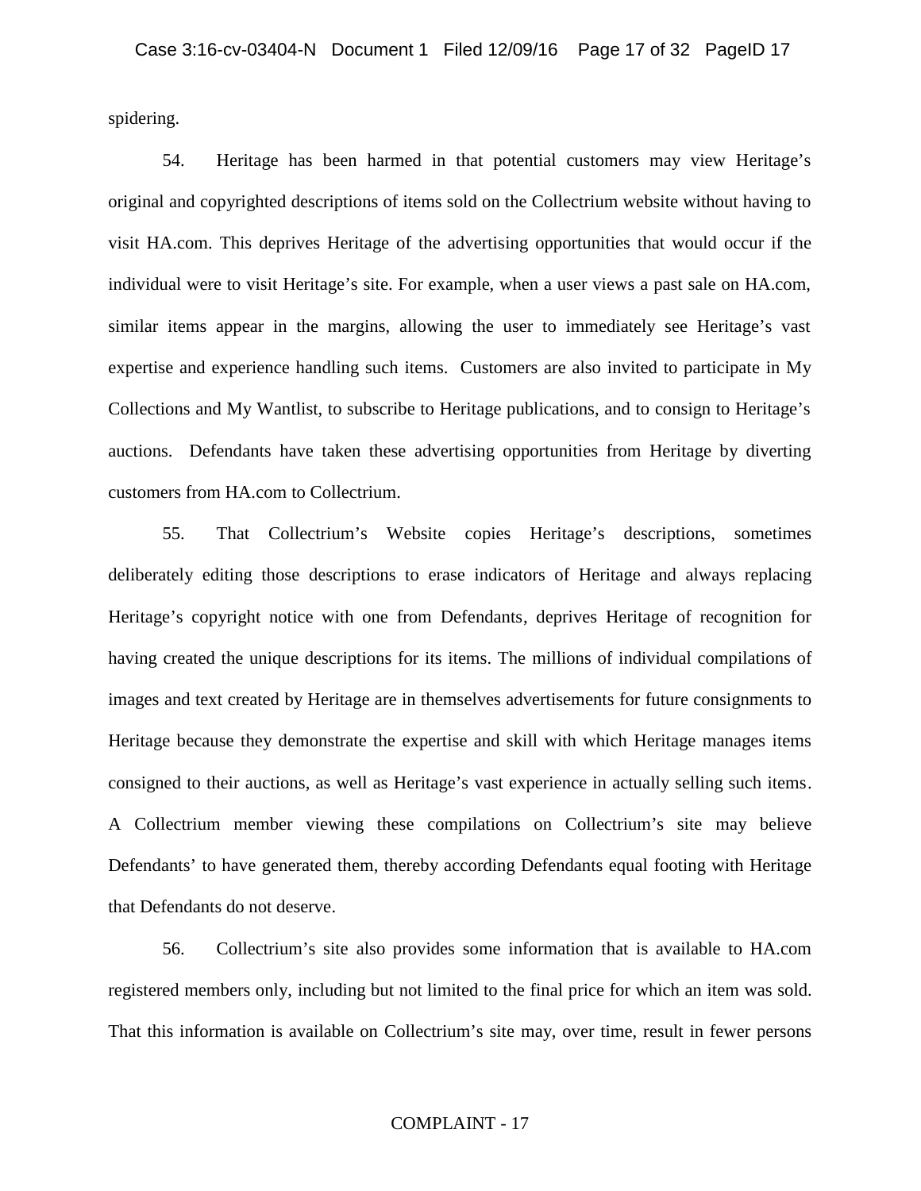spidering.

54. Heritage has been harmed in that potential customers may view Heritage's original and copyrighted descriptions of items sold on the Collectrium website without having to visit HA.com. This deprives Heritage of the advertising opportunities that would occur if the individual were to visit Heritage's site. For example, when a user views a past sale on HA.com, similar items appear in the margins, allowing the user to immediately see Heritage's vast expertise and experience handling such items. Customers are also invited to participate in My Collections and My Wantlist, to subscribe to Heritage publications, and to consign to Heritage's auctions. Defendants have taken these advertising opportunities from Heritage by diverting customers from HA.com to Collectrium.

55. That Collectrium's Website copies Heritage's descriptions, sometimes deliberately editing those descriptions to erase indicators of Heritage and always replacing Heritage's copyright notice with one from Defendants, deprives Heritage of recognition for having created the unique descriptions for its items. The millions of individual compilations of images and text created by Heritage are in themselves advertisements for future consignments to Heritage because they demonstrate the expertise and skill with which Heritage manages items consigned to their auctions, as well as Heritage's vast experience in actually selling such items. A Collectrium member viewing these compilations on Collectrium's site may believe Defendants' to have generated them, thereby according Defendants equal footing with Heritage that Defendants do not deserve.

56. Collectrium's site also provides some information that is available to HA.com registered members only, including but not limited to the final price for which an item was sold. That this information is available on Collectrium's site may, over time, result in fewer persons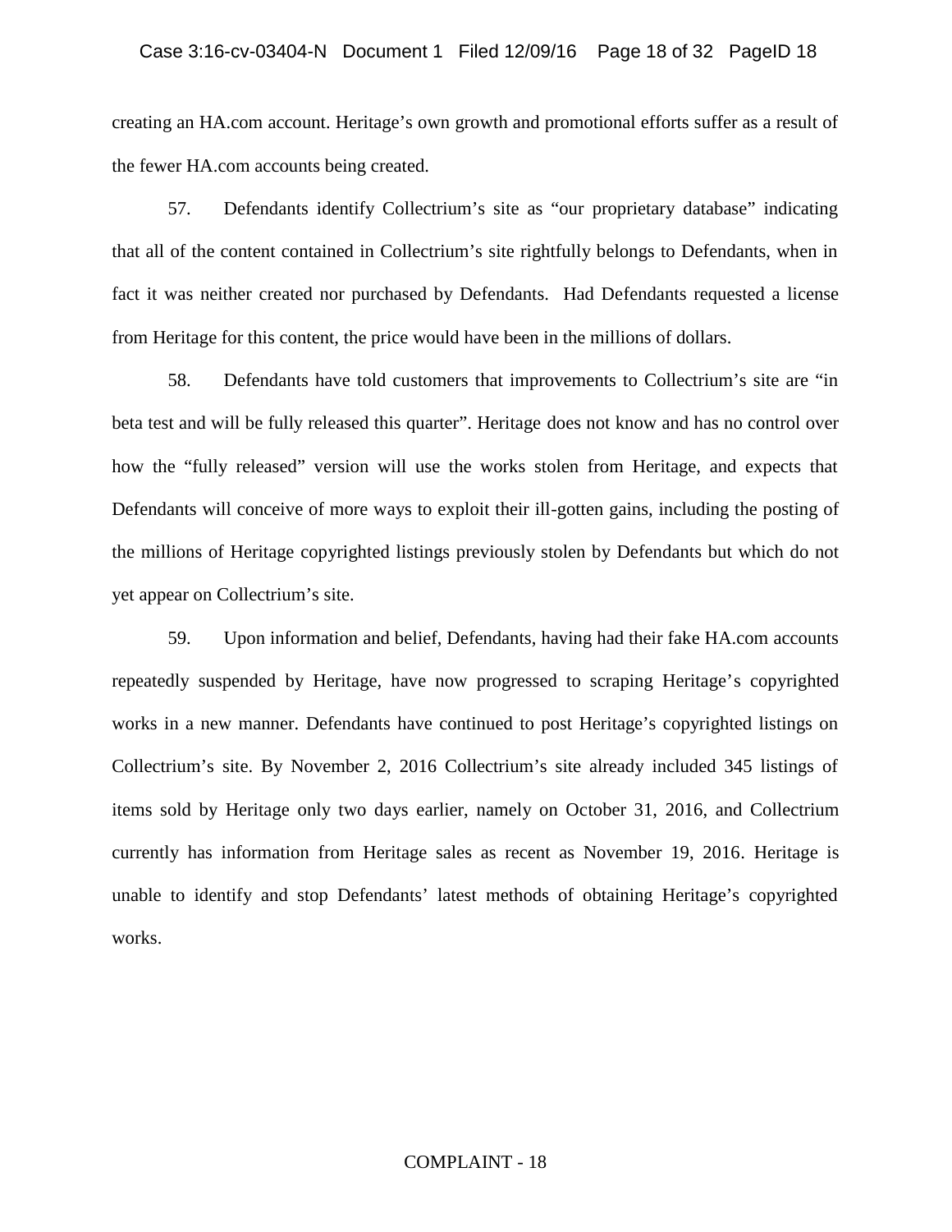creating an HA.com account. Heritage's own growth and promotional efforts suffer as a result of the fewer HA.com accounts being created.

57. Defendants identify Collectrium's site as "our proprietary database" indicating that all of the content contained in Collectrium's site rightfully belongs to Defendants, when in fact it was neither created nor purchased by Defendants. Had Defendants requested a license from Heritage for this content, the price would have been in the millions of dollars.

58. Defendants have told customers that improvements to Collectrium's site are "in beta test and will be fully released this quarter". Heritage does not know and has no control over how the "fully released" version will use the works stolen from Heritage, and expects that Defendants will conceive of more ways to exploit their ill-gotten gains, including the posting of the millions of Heritage copyrighted listings previously stolen by Defendants but which do not yet appear on Collectrium's site.

59. Upon information and belief, Defendants, having had their fake HA.com accounts repeatedly suspended by Heritage, have now progressed to scraping Heritage's copyrighted works in a new manner. Defendants have continued to post Heritage's copyrighted listings on Collectrium's site. By November 2, 2016 Collectrium's site already included 345 listings of items sold by Heritage only two days earlier, namely on October 31, 2016, and Collectrium currently has information from Heritage sales as recent as November 19, 2016. Heritage is unable to identify and stop Defendants' latest methods of obtaining Heritage's copyrighted works.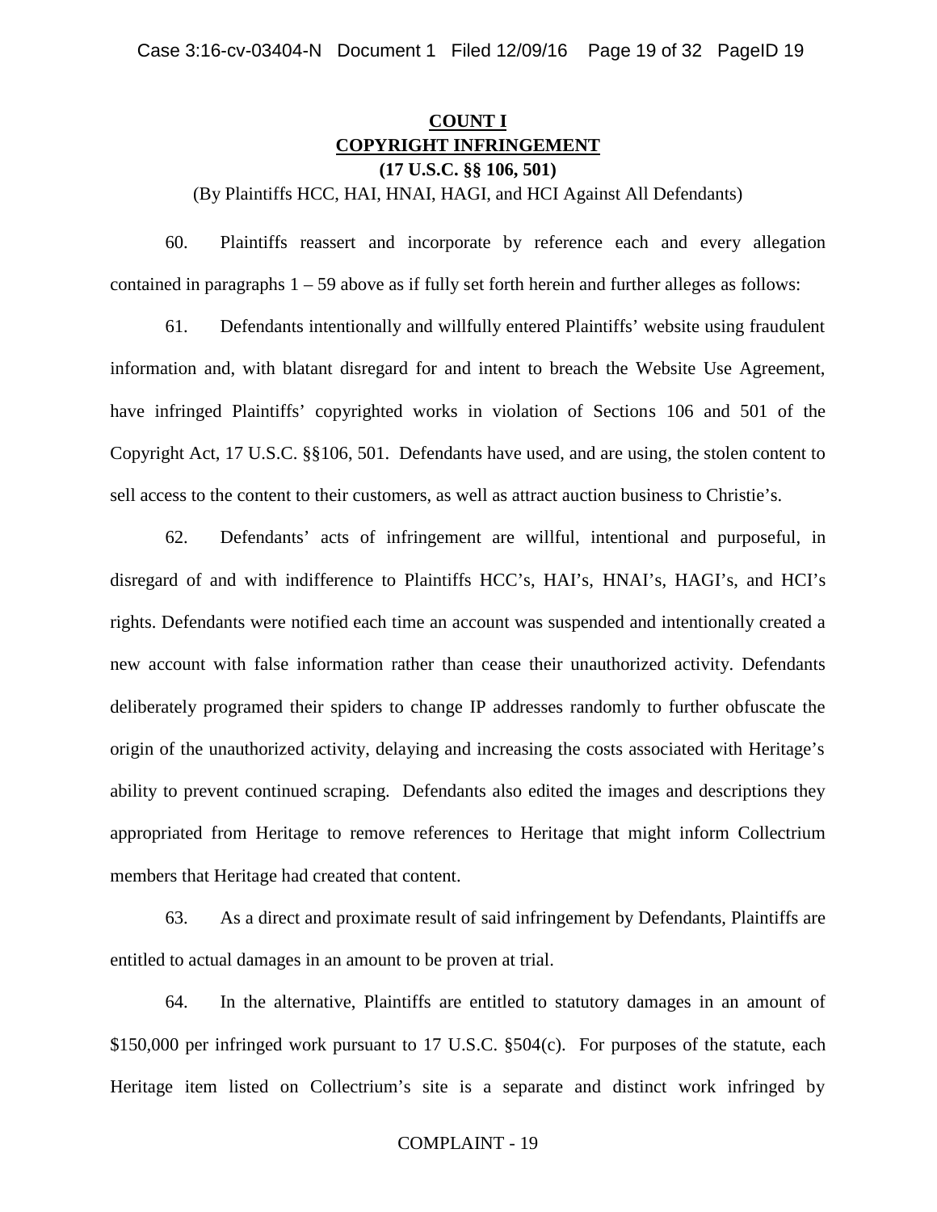**COUNT I**
**COPYRIGHT INFRINGEMENT**
**(17 U.S.C. §§ 106, 501)**
(By Plaintiffs HCC, HAI, HNAI, HAGI, and HCI Against All Defendants)

60. Plaintiffs reassert and incorporate by reference each and every allegation contained in paragraphs 1 – 59 above as if fully set forth herein and further alleges as follows:

61. Defendants intentionally and willfully entered Plaintiffs' website using fraudulent information and, with blatant disregard for and intent to breach the Website Use Agreement, have infringed Plaintiffs' copyrighted works in violation of Sections 106 and 501 of the Copyright Act, 17 U.S.C. §§106, 501. Defendants have used, and are using, the stolen content to sell access to the content to their customers, as well as attract auction business to Christie's.

62. Defendants' acts of infringement are willful, intentional and purposeful, in disregard of and with indifference to Plaintiffs HCC's, HAI's, HNAI's, HAGI's, and HCI's rights. Defendants were notified each time an account was suspended and intentionally created a new account with false information rather than cease their unauthorized activity. Defendants deliberately programed their spiders to change IP addresses randomly to further obfuscate the origin of the unauthorized activity, delaying and increasing the costs associated with Heritage's ability to prevent continued scraping. Defendants also edited the images and descriptions they appropriated from Heritage to remove references to Heritage that might inform Collectrium members that Heritage had created that content.

63. As a direct and proximate result of said infringement by Defendants, Plaintiffs are entitled to actual damages in an amount to be proven at trial.

64. In the alternative, Plaintiffs are entitled to statutory damages in an amount of $150,000 per infringed work pursuant to 17 U.S.C. §504(c). For purposes of the statute, each Heritage item listed on Collectrium's site is a separate and distinct work infringed by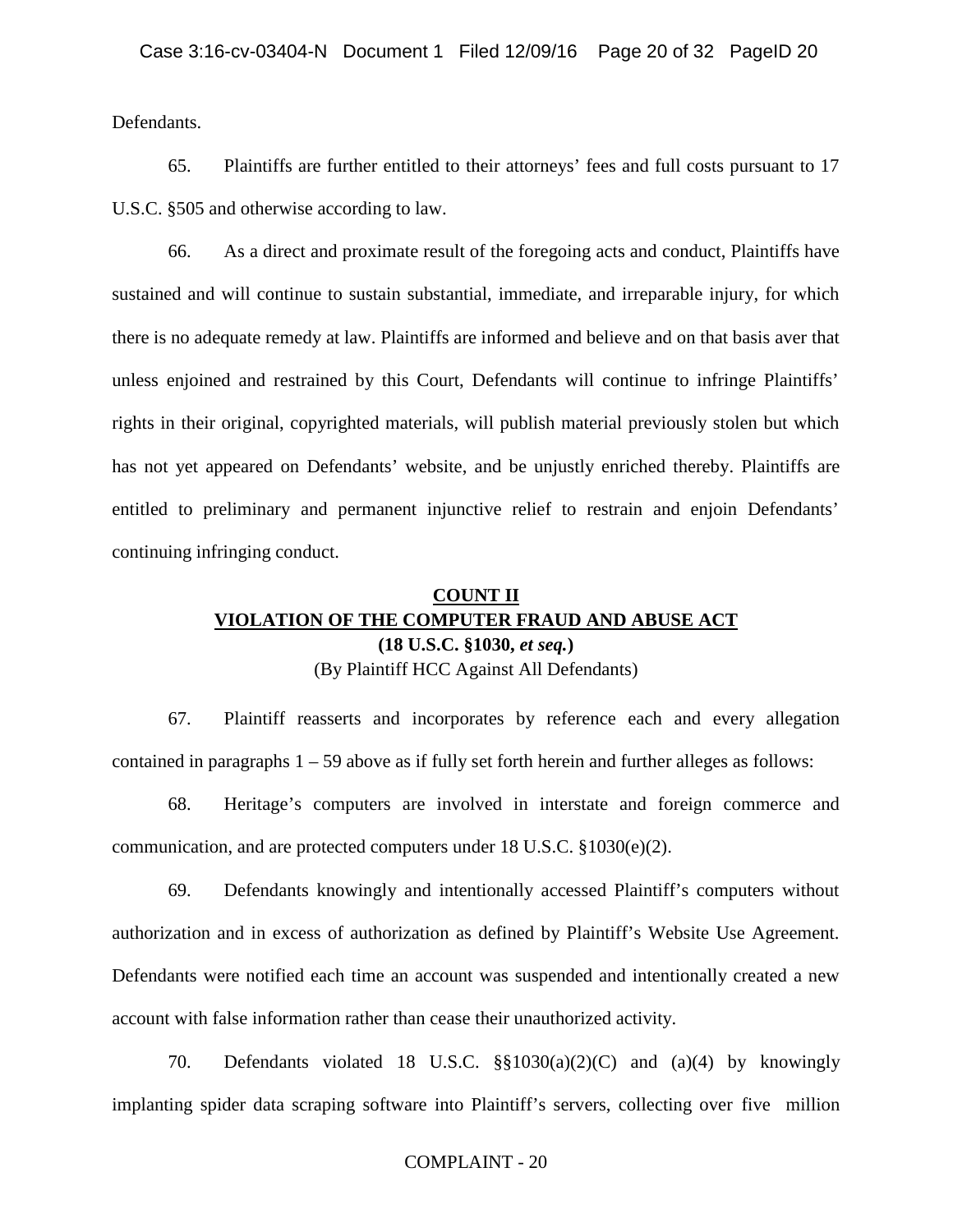Defendants.

65. Plaintiffs are further entitled to their attorneys' fees and full costs pursuant to 17 U.S.C. §505 and otherwise according to law.

66. As a direct and proximate result of the foregoing acts and conduct, Plaintiffs have sustained and will continue to sustain substantial, immediate, and irreparable injury, for which there is no adequate remedy at law. Plaintiffs are informed and believe and on that basis aver that unless enjoined and restrained by this Court, Defendants will continue to infringe Plaintiffs' rights in their original, copyrighted materials, will publish material previously stolen but which has not yet appeared on Defendants' website, and be unjustly enriched thereby. Plaintiffs are entitled to preliminary and permanent injunctive relief to restrain and enjoin Defendants' continuing infringing conduct.

## COUNT II
## VIOLATION OF THE COMPUTER FRAUD AND ABUSE ACT
**(18 U.S.C. §1030, *et seq.*)**

(By Plaintiff HCC Against All Defendants)

67. Plaintiff reasserts and incorporates by reference each and every allegation contained in paragraphs 1 – 59 above as if fully set forth herein and further alleges as follows:

68. Heritage's computers are involved in interstate and foreign commerce and communication, and are protected computers under 18 U.S.C. §1030(e)(2).

69. Defendants knowingly and intentionally accessed Plaintiff's computers without authorization and in excess of authorization as defined by Plaintiff's Website Use Agreement. Defendants were notified each time an account was suspended and intentionally created a new account with false information rather than cease their unauthorized activity.

70. Defendants violated 18 U.S.C. §§1030(a)(2)(C) and (a)(4) by knowingly implanting spider data scraping software into Plaintiff's servers, collecting over five million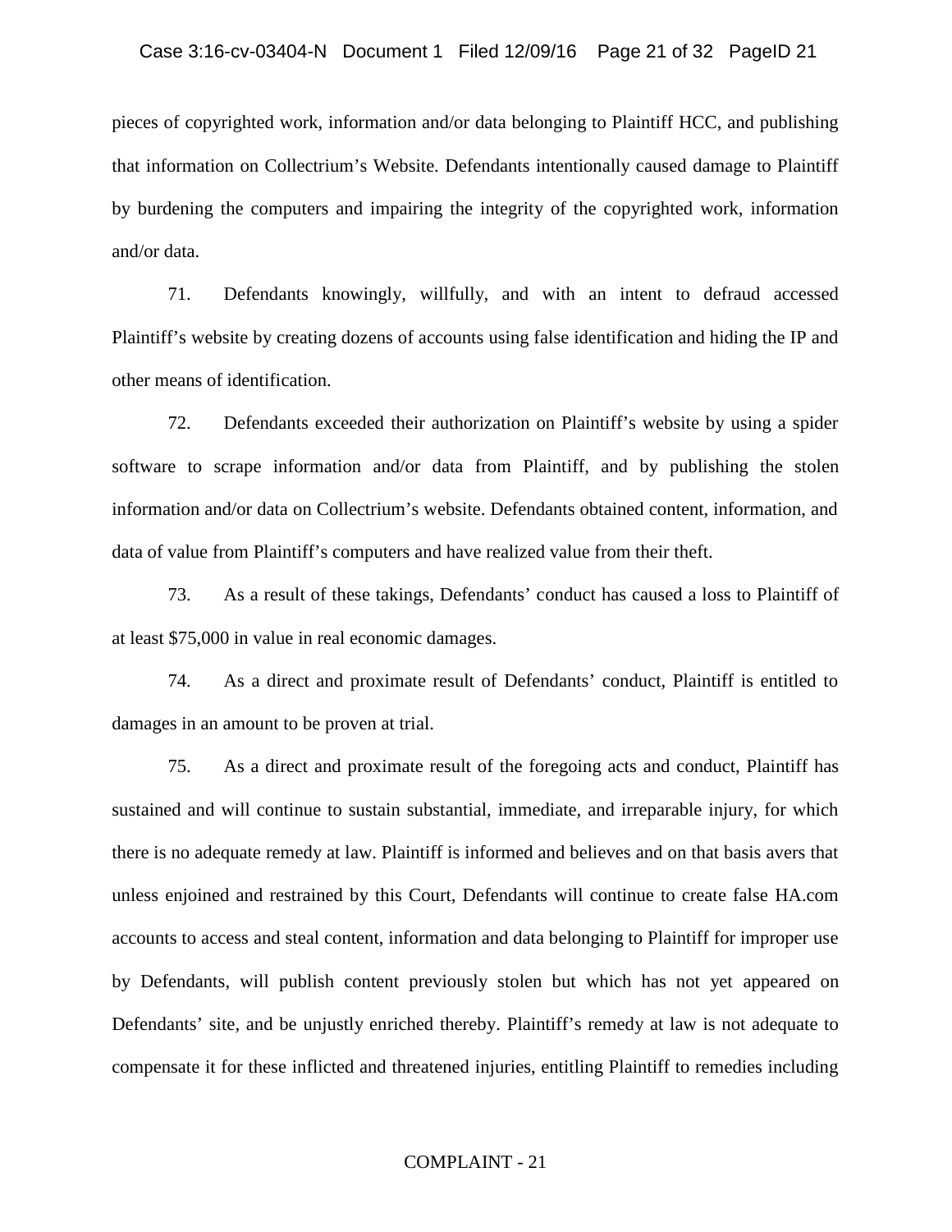pieces of copyrighted work, information and/or data belonging to Plaintiff HCC, and publishing that information on Collectrium's Website. Defendants intentionally caused damage to Plaintiff by burdening the computers and impairing the integrity of the copyrighted work, information and/or data.

71. Defendants knowingly, willfully, and with an intent to defraud accessed Plaintiff's website by creating dozens of accounts using false identification and hiding the IP and other means of identification.

72. Defendants exceeded their authorization on Plaintiff's website by using a spider software to scrape information and/or data from Plaintiff, and by publishing the stolen information and/or data on Collectrium's website. Defendants obtained content, information, and data of value from Plaintiff's computers and have realized value from their theft.

73. As a result of these takings, Defendants' conduct has caused a loss to Plaintiff of at least $75,000 in value in real economic damages.

74. As a direct and proximate result of Defendants' conduct, Plaintiff is entitled to damages in an amount to be proven at trial.

75. As a direct and proximate result of the foregoing acts and conduct, Plaintiff has sustained and will continue to sustain substantial, immediate, and irreparable injury, for which there is no adequate remedy at law. Plaintiff is informed and believes and on that basis avers that unless enjoined and restrained by this Court, Defendants will continue to create false HA.com accounts to access and steal content, information and data belonging to Plaintiff for improper use by Defendants, will publish content previously stolen but which has not yet appeared on Defendants' site, and be unjustly enriched thereby. Plaintiff's remedy at law is not adequate to compensate it for these inflicted and threatened injuries, entitling Plaintiff to remedies including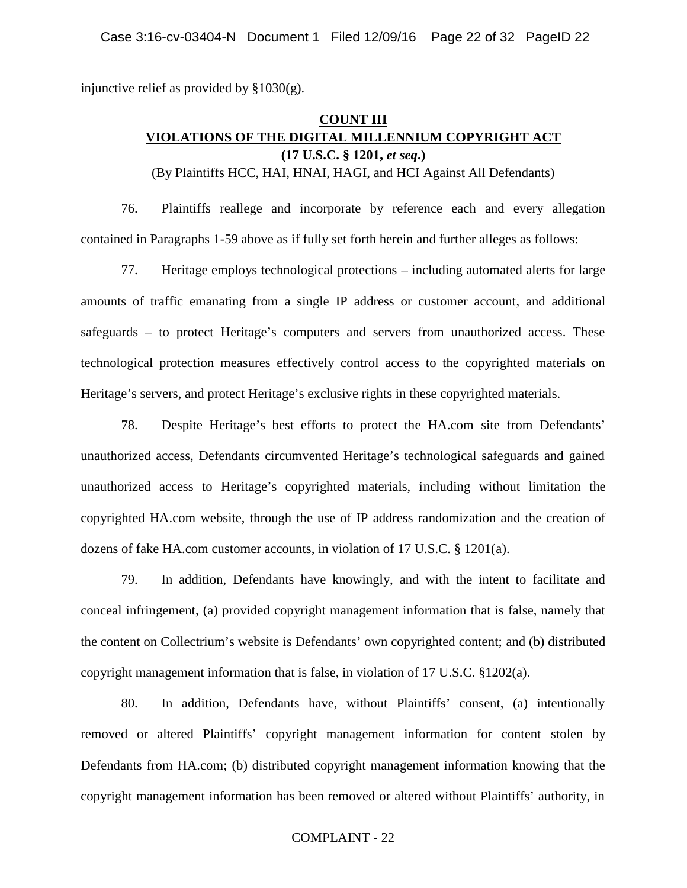injunctive relief as provided by §1030(g).

## COUNT III
## VIOLATIONS OF THE DIGITAL MILLENNIUM COPYRIGHT ACT
**(17 U.S.C. § 1201, *et seq*.)**

(By Plaintiffs HCC, HAI, HNAI, HAGI, and HCI Against All Defendants)

76. Plaintiffs reallege and incorporate by reference each and every allegation contained in Paragraphs 1-59 above as if fully set forth herein and further alleges as follows:

77. Heritage employs technological protections – including automated alerts for large amounts of traffic emanating from a single IP address or customer account, and additional safeguards – to protect Heritage's computers and servers from unauthorized access. These technological protection measures effectively control access to the copyrighted materials on Heritage's servers, and protect Heritage's exclusive rights in these copyrighted materials.

78. Despite Heritage's best efforts to protect the HA.com site from Defendants' unauthorized access, Defendants circumvented Heritage's technological safeguards and gained unauthorized access to Heritage's copyrighted materials, including without limitation the copyrighted HA.com website, through the use of IP address randomization and the creation of dozens of fake HA.com customer accounts, in violation of 17 U.S.C. § 1201(a).

79. In addition, Defendants have knowingly, and with the intent to facilitate and conceal infringement, (a) provided copyright management information that is false, namely that the content on Collectrium's website is Defendants' own copyrighted content; and (b) distributed copyright management information that is false, in violation of 17 U.S.C. §1202(a).

80. In addition, Defendants have, without Plaintiffs' consent, (a) intentionally removed or altered Plaintiffs' copyright management information for content stolen by Defendants from HA.com; (b) distributed copyright management information knowing that the copyright management information has been removed or altered without Plaintiffs' authority, in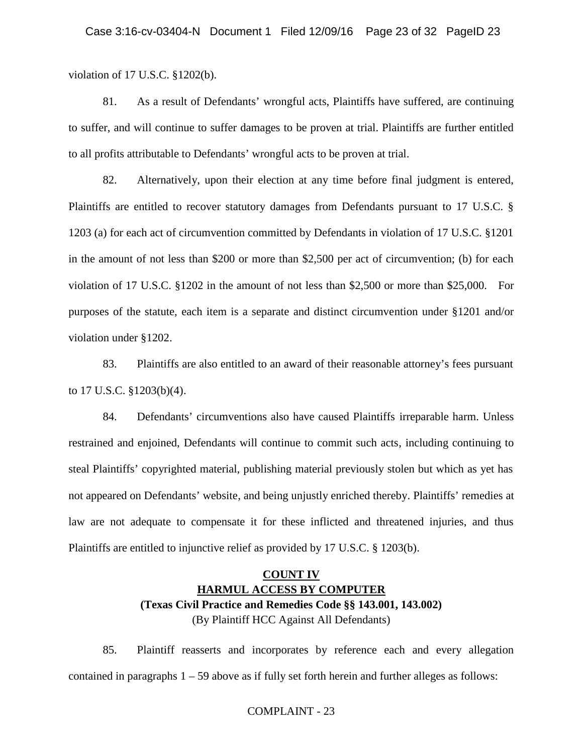violation of 17 U.S.C. §1202(b).

81. As a result of Defendants' wrongful acts, Plaintiffs have suffered, are continuing to suffer, and will continue to suffer damages to be proven at trial. Plaintiffs are further entitled to all profits attributable to Defendants' wrongful acts to be proven at trial.

82. Alternatively, upon their election at any time before final judgment is entered, Plaintiffs are entitled to recover statutory damages from Defendants pursuant to 17 U.S.C. § 1203 (a) for each act of circumvention committed by Defendants in violation of 17 U.S.C. §1201 in the amount of not less than $200 or more than $2,500 per act of circumvention; (b) for each violation of 17 U.S.C. §1202 in the amount of not less than $2,500 or more than $25,000. For purposes of the statute, each item is a separate and distinct circumvention under §1201 and/or violation under §1202.

83. Plaintiffs are also entitled to an award of their reasonable attorney's fees pursuant to 17 U.S.C. §1203(b)(4).

84. Defendants' circumventions also have caused Plaintiffs irreparable harm. Unless restrained and enjoined, Defendants will continue to commit such acts, including continuing to steal Plaintiffs' copyrighted material, publishing material previously stolen but which as yet has not appeared on Defendants' website, and being unjustly enriched thereby. Plaintiffs' remedies at law are not adequate to compensate it for these inflicted and threatened injuries, and thus Plaintiffs are entitled to injunctive relief as provided by 17 U.S.C. § 1203(b).

## COUNT IV
## HARMUL ACCESS BY COMPUTER
**(Texas Civil Practice and Remedies Code §§ 143.001, 143.002)**

(By Plaintiff HCC Against All Defendants)

85. Plaintiff reasserts and incorporates by reference each and every allegation contained in paragraphs 1 – 59 above as if fully set forth herein and further alleges as follows: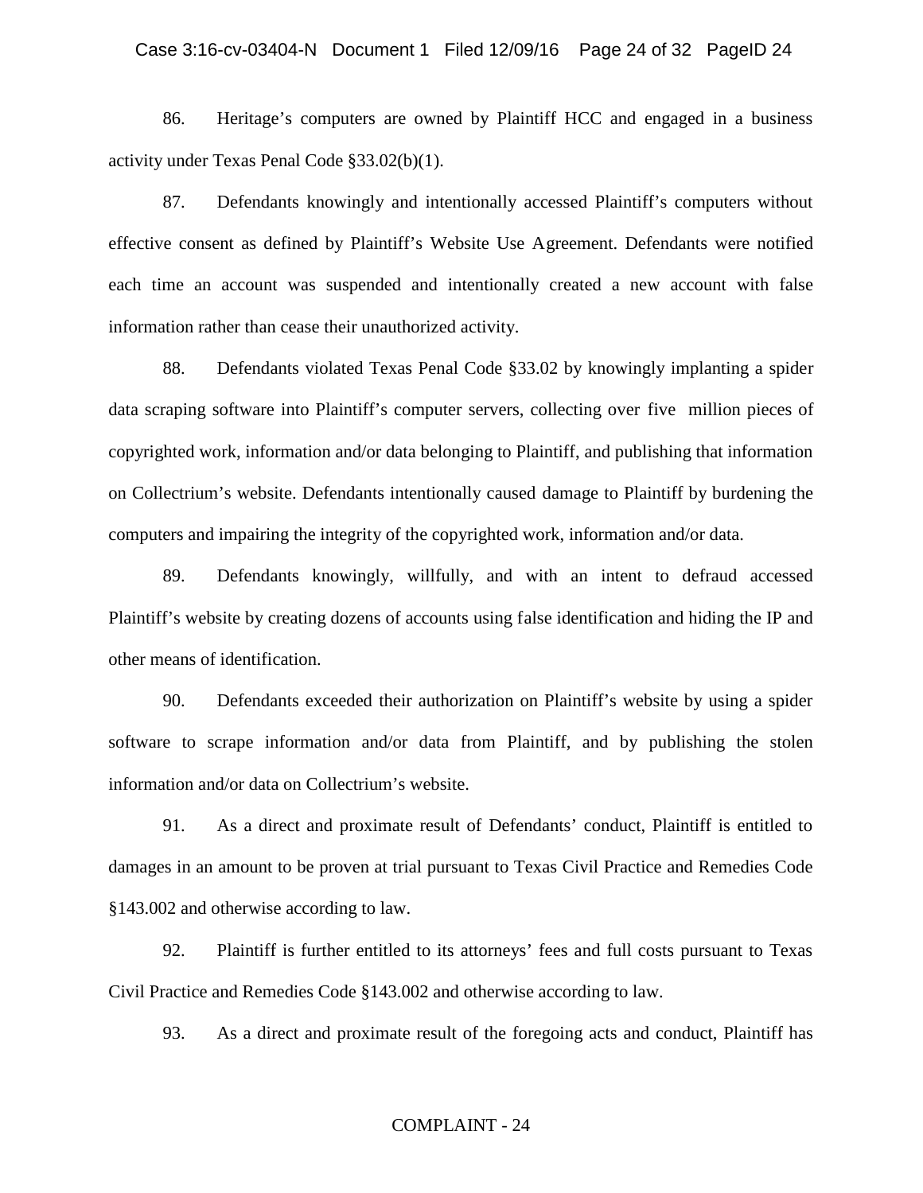86. Heritage's computers are owned by Plaintiff HCC and engaged in a business activity under Texas Penal Code §33.02(b)(1).

87. Defendants knowingly and intentionally accessed Plaintiff's computers without effective consent as defined by Plaintiff's Website Use Agreement. Defendants were notified each time an account was suspended and intentionally created a new account with false information rather than cease their unauthorized activity.

88. Defendants violated Texas Penal Code §33.02 by knowingly implanting a spider data scraping software into Plaintiff's computer servers, collecting over five million pieces of copyrighted work, information and/or data belonging to Plaintiff, and publishing that information on Collectrium's website. Defendants intentionally caused damage to Plaintiff by burdening the computers and impairing the integrity of the copyrighted work, information and/or data.

89. Defendants knowingly, willfully, and with an intent to defraud accessed Plaintiff's website by creating dozens of accounts using false identification and hiding the IP and other means of identification.

90. Defendants exceeded their authorization on Plaintiff's website by using a spider software to scrape information and/or data from Plaintiff, and by publishing the stolen information and/or data on Collectrium's website.

91. As a direct and proximate result of Defendants' conduct, Plaintiff is entitled to damages in an amount to be proven at trial pursuant to Texas Civil Practice and Remedies Code §143.002 and otherwise according to law.

92. Plaintiff is further entitled to its attorneys' fees and full costs pursuant to Texas Civil Practice and Remedies Code §143.002 and otherwise according to law.

93. As a direct and proximate result of the foregoing acts and conduct, Plaintiff has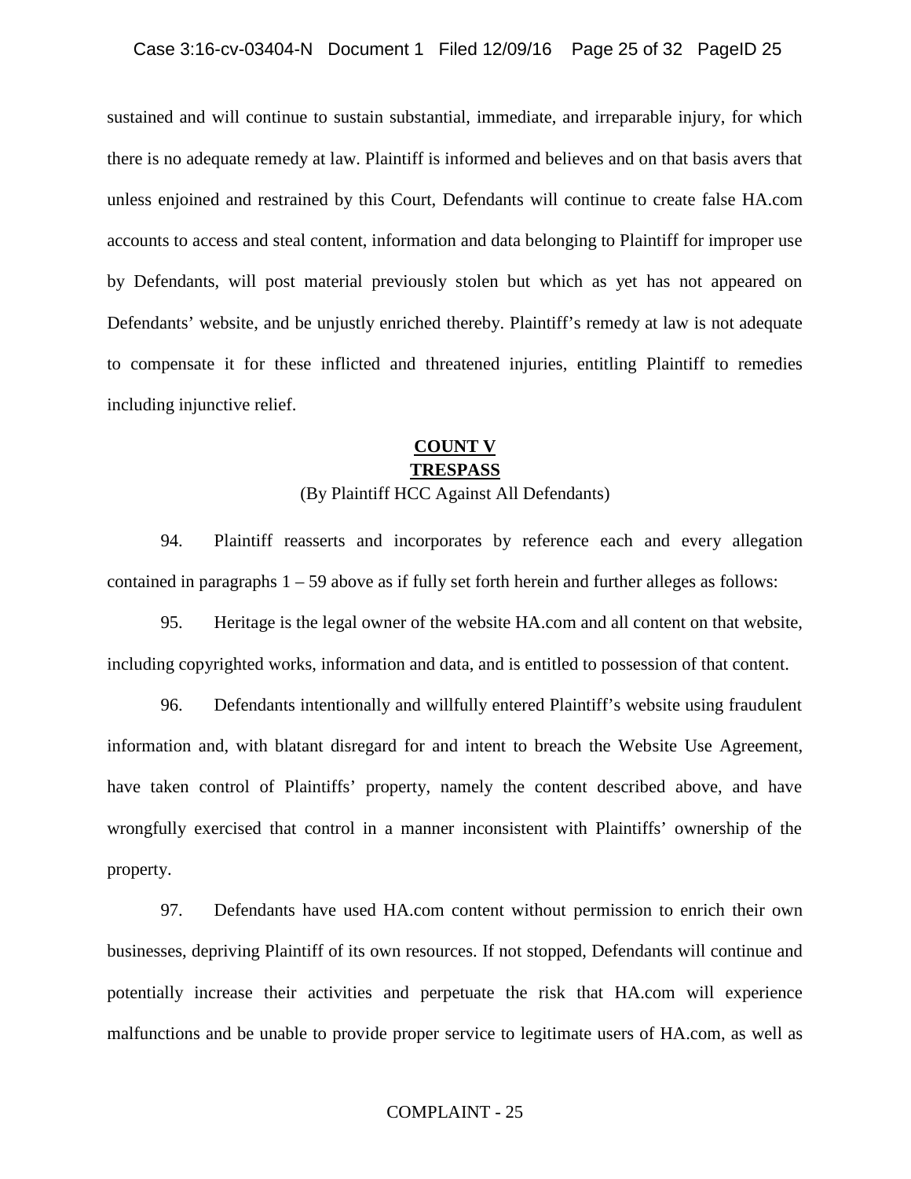sustained and will continue to sustain substantial, immediate, and irreparable injury, for which there is no adequate remedy at law. Plaintiff is informed and believes and on that basis avers that unless enjoined and restrained by this Court, Defendants will continue to create false HA.com accounts to access and steal content, information and data belonging to Plaintiff for improper use by Defendants, will post material previously stolen but which as yet has not appeared on Defendants' website, and be unjustly enriched thereby. Plaintiff's remedy at law is not adequate to compensate it for these inflicted and threatened injuries, entitling Plaintiff to remedies including injunctive relief.

## COUNT V
## TRESPASS

(By Plaintiff HCC Against All Defendants)

94. Plaintiff reasserts and incorporates by reference each and every allegation contained in paragraphs 1 – 59 above as if fully set forth herein and further alleges as follows:

95. Heritage is the legal owner of the website HA.com and all content on that website, including copyrighted works, information and data, and is entitled to possession of that content.

96. Defendants intentionally and willfully entered Plaintiff's website using fraudulent information and, with blatant disregard for and intent to breach the Website Use Agreement, have taken control of Plaintiffs' property, namely the content described above, and have wrongfully exercised that control in a manner inconsistent with Plaintiffs' ownership of the property.

97. Defendants have used HA.com content without permission to enrich their own businesses, depriving Plaintiff of its own resources. If not stopped, Defendants will continue and potentially increase their activities and perpetuate the risk that HA.com will experience malfunctions and be unable to provide proper service to legitimate users of HA.com, as well as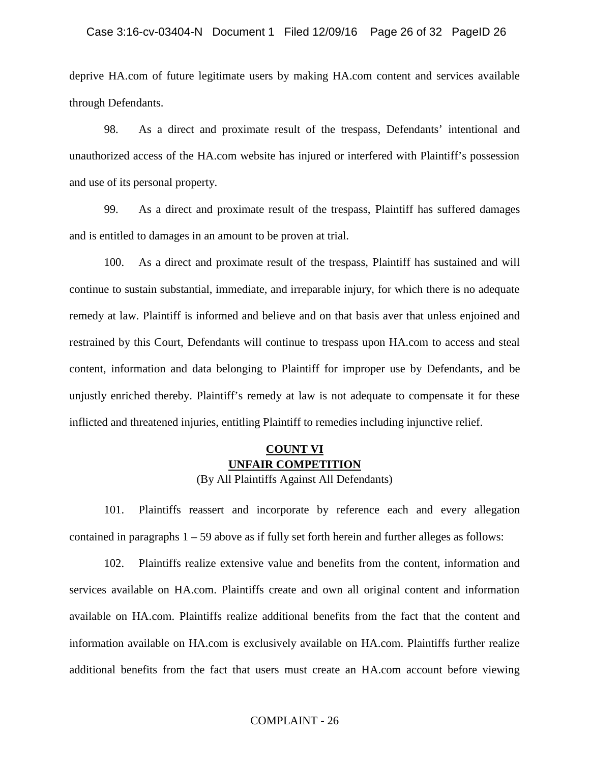deprive HA.com of future legitimate users by making HA.com content and services available through Defendants.

98. As a direct and proximate result of the trespass, Defendants' intentional and unauthorized access of the HA.com website has injured or interfered with Plaintiff's possession and use of its personal property.

99. As a direct and proximate result of the trespass, Plaintiff has suffered damages and is entitled to damages in an amount to be proven at trial.

100. As a direct and proximate result of the trespass, Plaintiff has sustained and will continue to sustain substantial, immediate, and irreparable injury, for which there is no adequate remedy at law. Plaintiff is informed and believe and on that basis aver that unless enjoined and restrained by this Court, Defendants will continue to trespass upon HA.com to access and steal content, information and data belonging to Plaintiff for improper use by Defendants, and be unjustly enriched thereby. Plaintiff's remedy at law is not adequate to compensate it for these inflicted and threatened injuries, entitling Plaintiff to remedies including injunctive relief.

## COUNT VI
## UNFAIR COMPETITION

(By All Plaintiffs Against All Defendants)

101. Plaintiffs reassert and incorporate by reference each and every allegation contained in paragraphs 1 – 59 above as if fully set forth herein and further alleges as follows:

102. Plaintiffs realize extensive value and benefits from the content, information and services available on HA.com. Plaintiffs create and own all original content and information available on HA.com. Plaintiffs realize additional benefits from the fact that the content and information available on HA.com is exclusively available on HA.com. Plaintiffs further realize additional benefits from the fact that users must create an HA.com account before viewing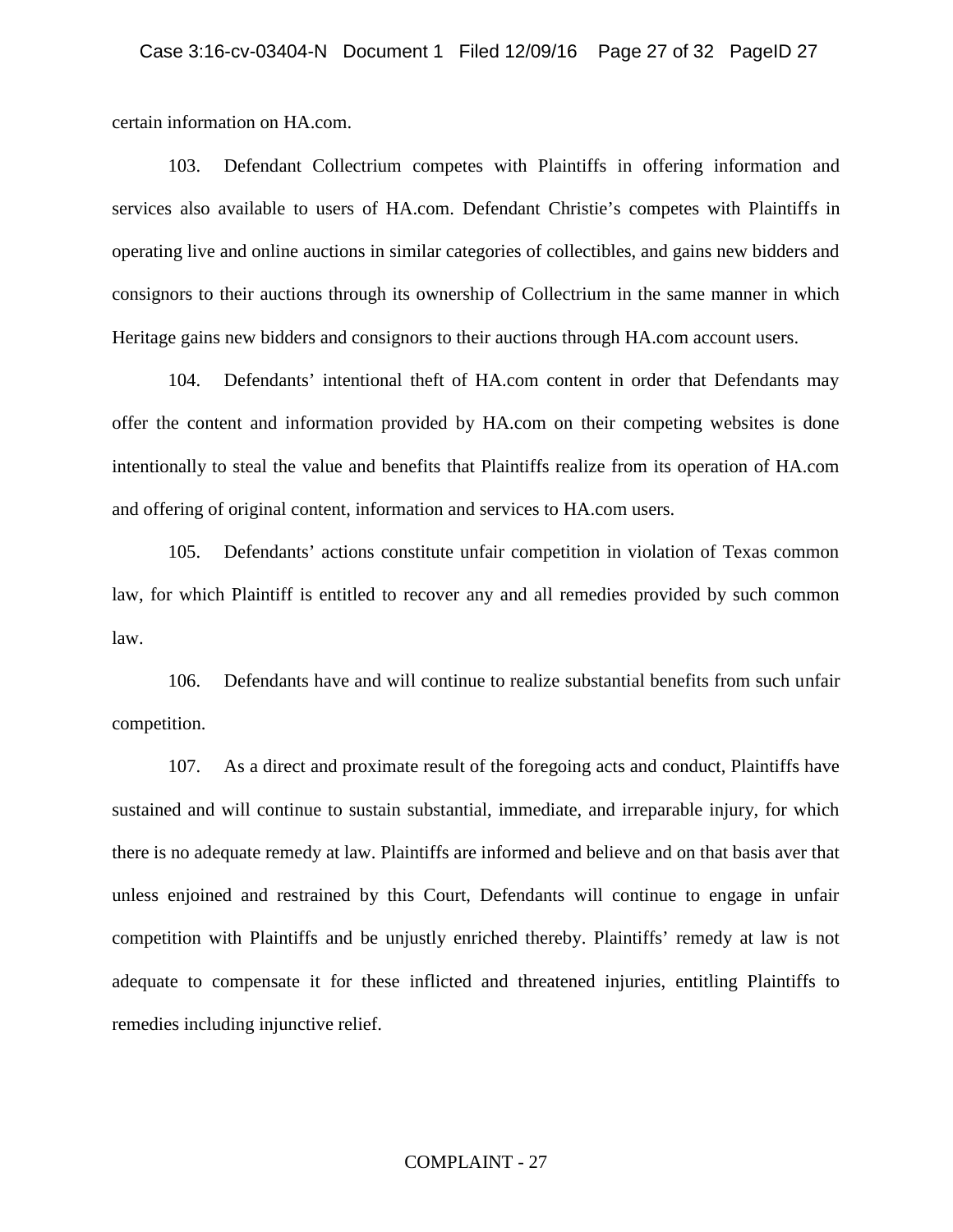certain information on HA.com.

103. Defendant Collectrium competes with Plaintiffs in offering information and services also available to users of HA.com. Defendant Christie's competes with Plaintiffs in operating live and online auctions in similar categories of collectibles, and gains new bidders and consignors to their auctions through its ownership of Collectrium in the same manner in which Heritage gains new bidders and consignors to their auctions through HA.com account users.

104. Defendants' intentional theft of HA.com content in order that Defendants may offer the content and information provided by HA.com on their competing websites is done intentionally to steal the value and benefits that Plaintiffs realize from its operation of HA.com and offering of original content, information and services to HA.com users.

105. Defendants' actions constitute unfair competition in violation of Texas common law, for which Plaintiff is entitled to recover any and all remedies provided by such common law.

106. Defendants have and will continue to realize substantial benefits from such unfair competition.

107. As a direct and proximate result of the foregoing acts and conduct, Plaintiffs have sustained and will continue to sustain substantial, immediate, and irreparable injury, for which there is no adequate remedy at law. Plaintiffs are informed and believe and on that basis aver that unless enjoined and restrained by this Court, Defendants will continue to engage in unfair competition with Plaintiffs and be unjustly enriched thereby. Plaintiffs' remedy at law is not adequate to compensate it for these inflicted and threatened injuries, entitling Plaintiffs to remedies including injunctive relief.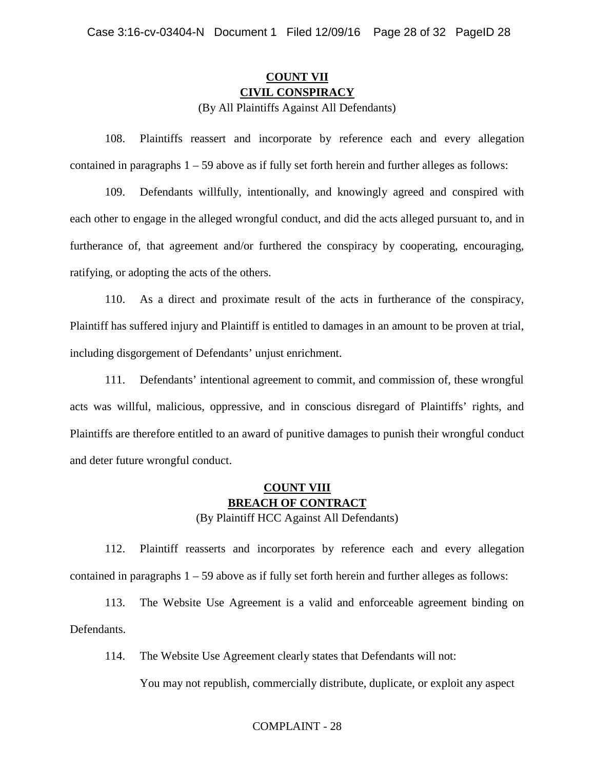## COUNT VII
## CIVIL CONSPIRACY

(By All Plaintiffs Against All Defendants)

108. Plaintiffs reassert and incorporate by reference each and every allegation contained in paragraphs 1 – 59 above as if fully set forth herein and further alleges as follows:

109. Defendants willfully, intentionally, and knowingly agreed and conspired with each other to engage in the alleged wrongful conduct, and did the acts alleged pursuant to, and in furtherance of, that agreement and/or furthered the conspiracy by cooperating, encouraging, ratifying, or adopting the acts of the others.

110. As a direct and proximate result of the acts in furtherance of the conspiracy, Plaintiff has suffered injury and Plaintiff is entitled to damages in an amount to be proven at trial, including disgorgement of Defendants' unjust enrichment.

111. Defendants' intentional agreement to commit, and commission of, these wrongful acts was willful, malicious, oppressive, and in conscious disregard of Plaintiffs' rights, and Plaintiffs are therefore entitled to an award of punitive damages to punish their wrongful conduct and deter future wrongful conduct.

## COUNT VIII
## BREACH OF CONTRACT

(By Plaintiff HCC Against All Defendants)

112. Plaintiff reasserts and incorporates by reference each and every allegation contained in paragraphs 1 – 59 above as if fully set forth herein and further alleges as follows:

113. The Website Use Agreement is a valid and enforceable agreement binding on Defendants.

114. The Website Use Agreement clearly states that Defendants will not:

You may not republish, commercially distribute, duplicate, or exploit any aspect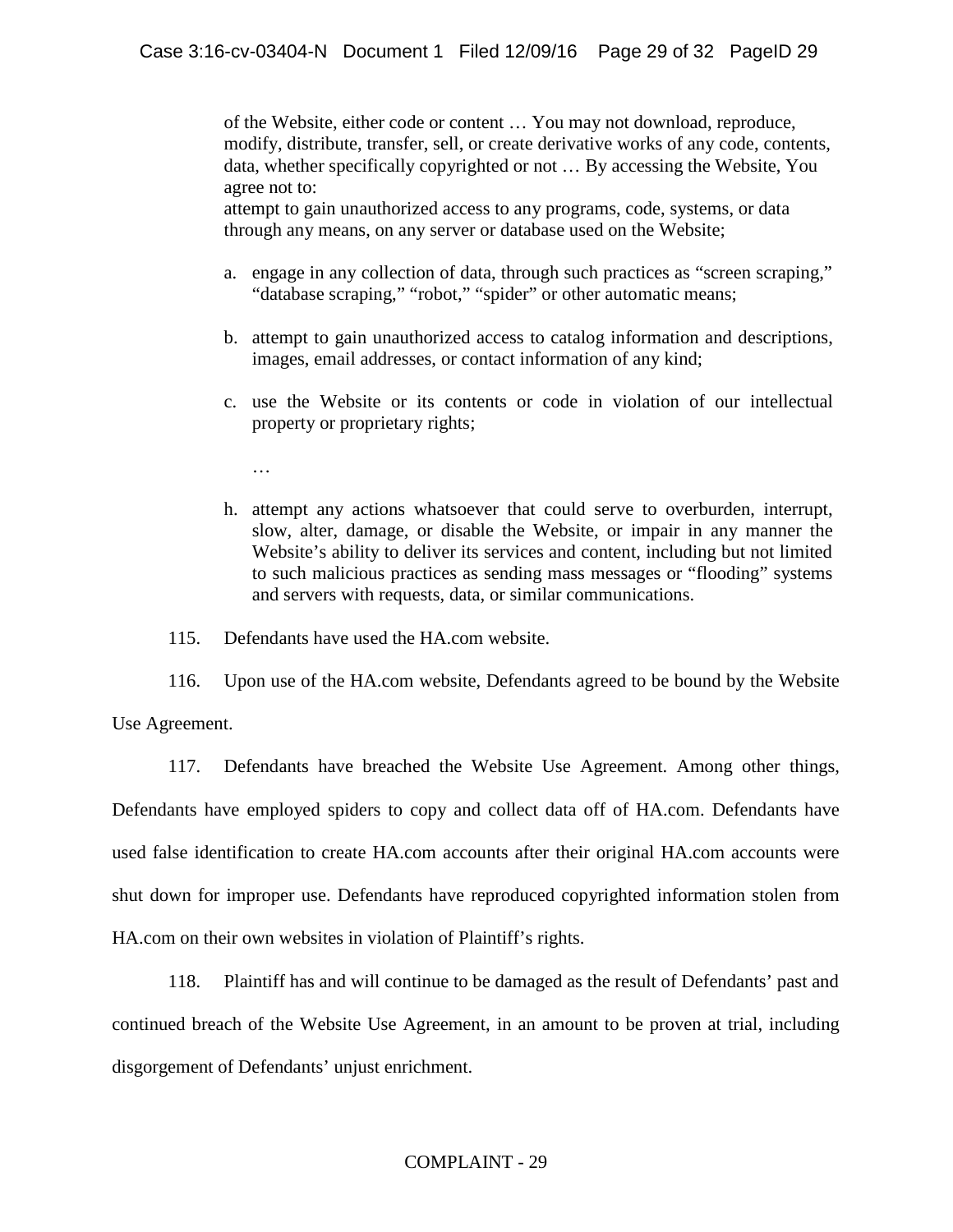> of the Website, either code or content … You may not download, reproduce, modify, distribute, transfer, sell, or create derivative works of any code, contents, data, whether specifically copyrighted or not … By accessing the Website, You agree not to:
>
> attempt to gain unauthorized access to any programs, code, systems, or data through any means, on any server or database used on the Website;
>
> a. engage in any collection of data, through such practices as "screen scraping," "database scraping," "robot," "spider" or other automatic means;
>
> b. attempt to gain unauthorized access to catalog information and descriptions, images, email addresses, or contact information of any kind;
>
> c. use the Website or its contents or code in violation of our intellectual property or proprietary rights;
>
> …
>
> h. attempt any actions whatsoever that could serve to overburden, interrupt, slow, alter, damage, or disable the Website, or impair in any manner the Website's ability to deliver its services and content, including but not limited to such malicious practices as sending mass messages or "flooding" systems and servers with requests, data, or similar communications.

115. Defendants have used the HA.com website.

116. Upon use of the HA.com website, Defendants agreed to be bound by the Website Use Agreement.

117. Defendants have breached the Website Use Agreement. Among other things, Defendants have employed spiders to copy and collect data off of HA.com. Defendants have used false identification to create HA.com accounts after their original HA.com accounts were shut down for improper use. Defendants have reproduced copyrighted information stolen from HA.com on their own websites in violation of Plaintiff's rights.

118. Plaintiff has and will continue to be damaged as the result of Defendants' past and continued breach of the Website Use Agreement, in an amount to be proven at trial, including disgorgement of Defendants' unjust enrichment.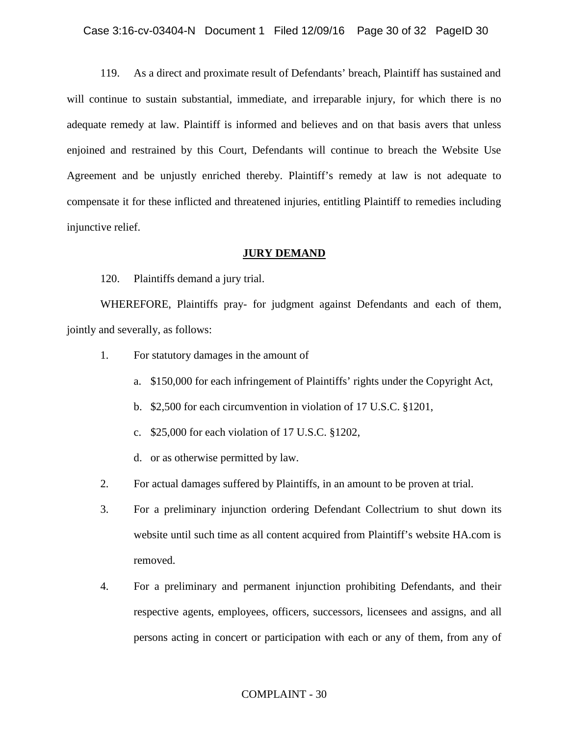119. As a direct and proximate result of Defendants' breach, Plaintiff has sustained and will continue to sustain substantial, immediate, and irreparable injury, for which there is no adequate remedy at law. Plaintiff is informed and believes and on that basis avers that unless enjoined and restrained by this Court, Defendants will continue to breach the Website Use Agreement and be unjustly enriched thereby. Plaintiff's remedy at law is not adequate to compensate it for these inflicted and threatened injuries, entitling Plaintiff to remedies including injunctive relief.

## JURY DEMAND

120. Plaintiffs demand a jury trial.

WHEREFORE, Plaintiffs pray- for judgment against Defendants and each of them, jointly and severally, as follows:

1. For statutory damages in the amount of
   a. \$150,000 for each infringement of Plaintiffs' rights under the Copyright Act,
   b. \$2,500 for each circumvention in violation of 17 U.S.C. §1201,
   c. \$25,000 for each violation of 17 U.S.C. §1202,
   d. or as otherwise permitted by law.
2. For actual damages suffered by Plaintiffs, in an amount to be proven at trial.
3. For a preliminary injunction ordering Defendant Collectrium to shut down its website until such time as all content acquired from Plaintiff's website HA.com is removed.
4. For a preliminary and permanent injunction prohibiting Defendants, and their respective agents, employees, officers, successors, licensees and assigns, and all persons acting in concert or participation with each or any of them, from any of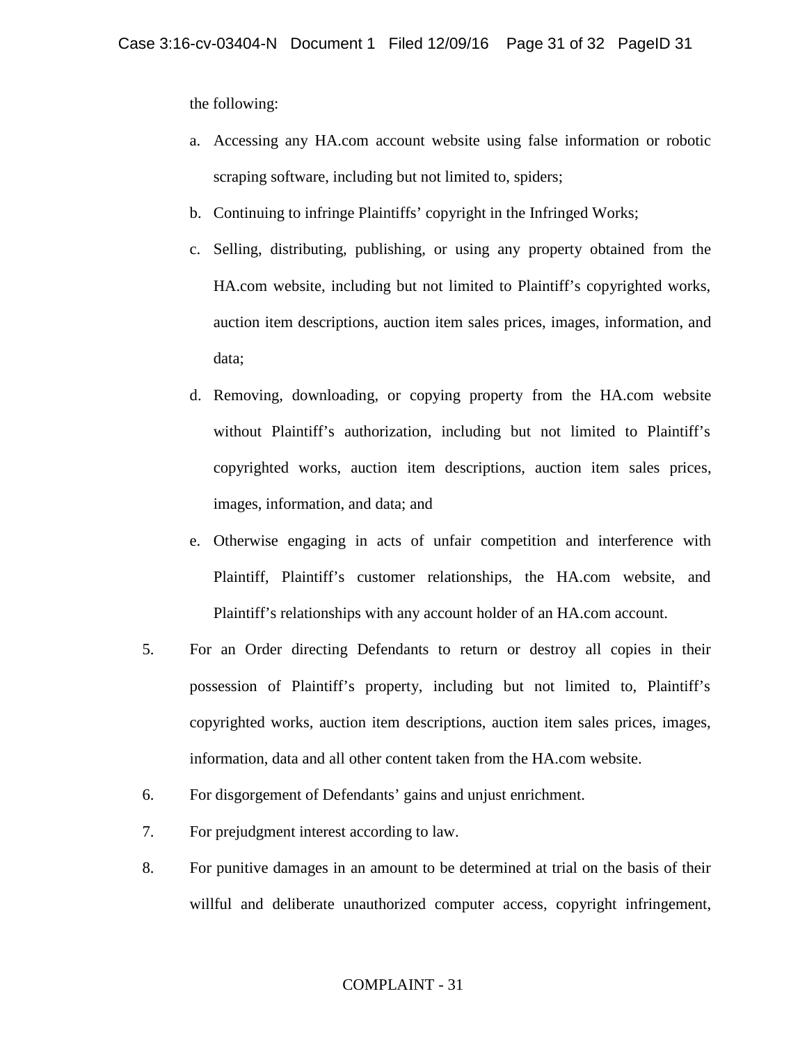the following:

a. Accessing any HA.com account website using false information or robotic scraping software, including but not limited to, spiders;

b. Continuing to infringe Plaintiffs' copyright in the Infringed Works;

c. Selling, distributing, publishing, or using any property obtained from the HA.com website, including but not limited to Plaintiff's copyrighted works, auction item descriptions, auction item sales prices, images, information, and data;

d. Removing, downloading, or copying property from the HA.com website without Plaintiff's authorization, including but not limited to Plaintiff's copyrighted works, auction item descriptions, auction item sales prices, images, information, and data; and

e. Otherwise engaging in acts of unfair competition and interference with Plaintiff, Plaintiff's customer relationships, the HA.com website, and Plaintiff's relationships with any account holder of an HA.com account.

5. For an Order directing Defendants to return or destroy all copies in their possession of Plaintiff's property, including but not limited to, Plaintiff's copyrighted works, auction item descriptions, auction item sales prices, images, information, data and all other content taken from the HA.com website.

6. For disgorgement of Defendants' gains and unjust enrichment.

7. For prejudgment interest according to law.

8. For punitive damages in an amount to be determined at trial on the basis of their willful and deliberate unauthorized computer access, copyright infringement,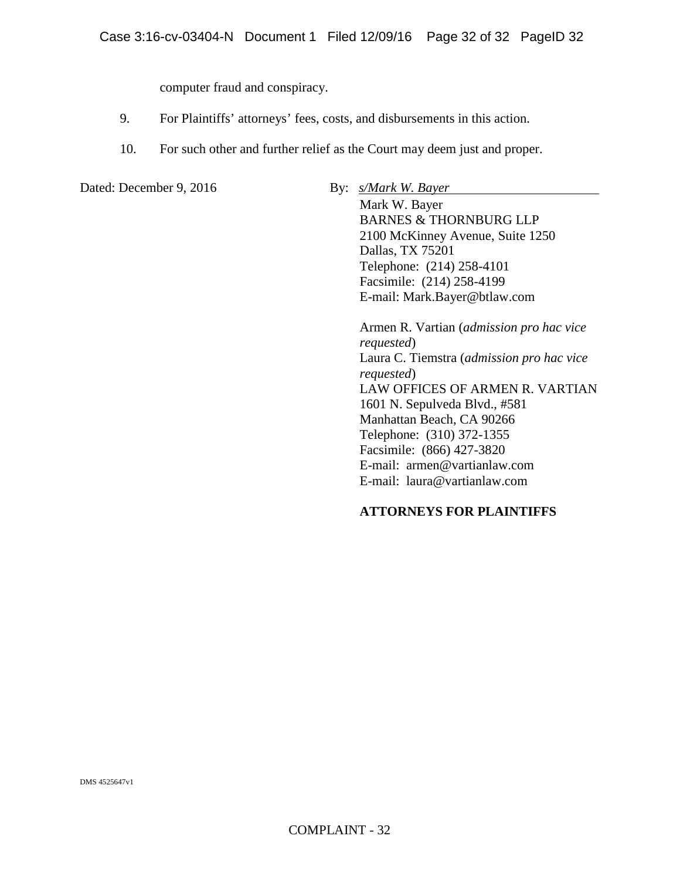computer fraud and conspiracy.

9. For Plaintiffs' attorneys' fees, costs, and disbursements in this action.

10. For such other and further relief as the Court may deem just and proper.

Dated: December 9, 2016

By: *s/Mark W. Bayer*
Mark W. Bayer
BARNES & THORNBURG LLP
2100 McKinney Avenue, Suite 1250
Dallas, TX 75201
Telephone: (214) 258-4101
Facsimile: (214) 258-4199
E-mail: Mark.Bayer@btlaw.com

Armen R. Vartian (*admission pro hac vice requested*)
Laura C. Tiemstra (*admission pro hac vice requested*)
LAW OFFICES OF ARMEN R. VARTIAN
1601 N. Sepulveda Blvd., #581
Manhattan Beach, CA 90266
Telephone: (310) 372-1355
Facsimile: (866) 427-3820
E-mail: armen@vartianlaw.com
E-mail: laura@vartianlaw.com

**ATTORNEYS FOR PLAINTIFFS**

DMS 4525647v1